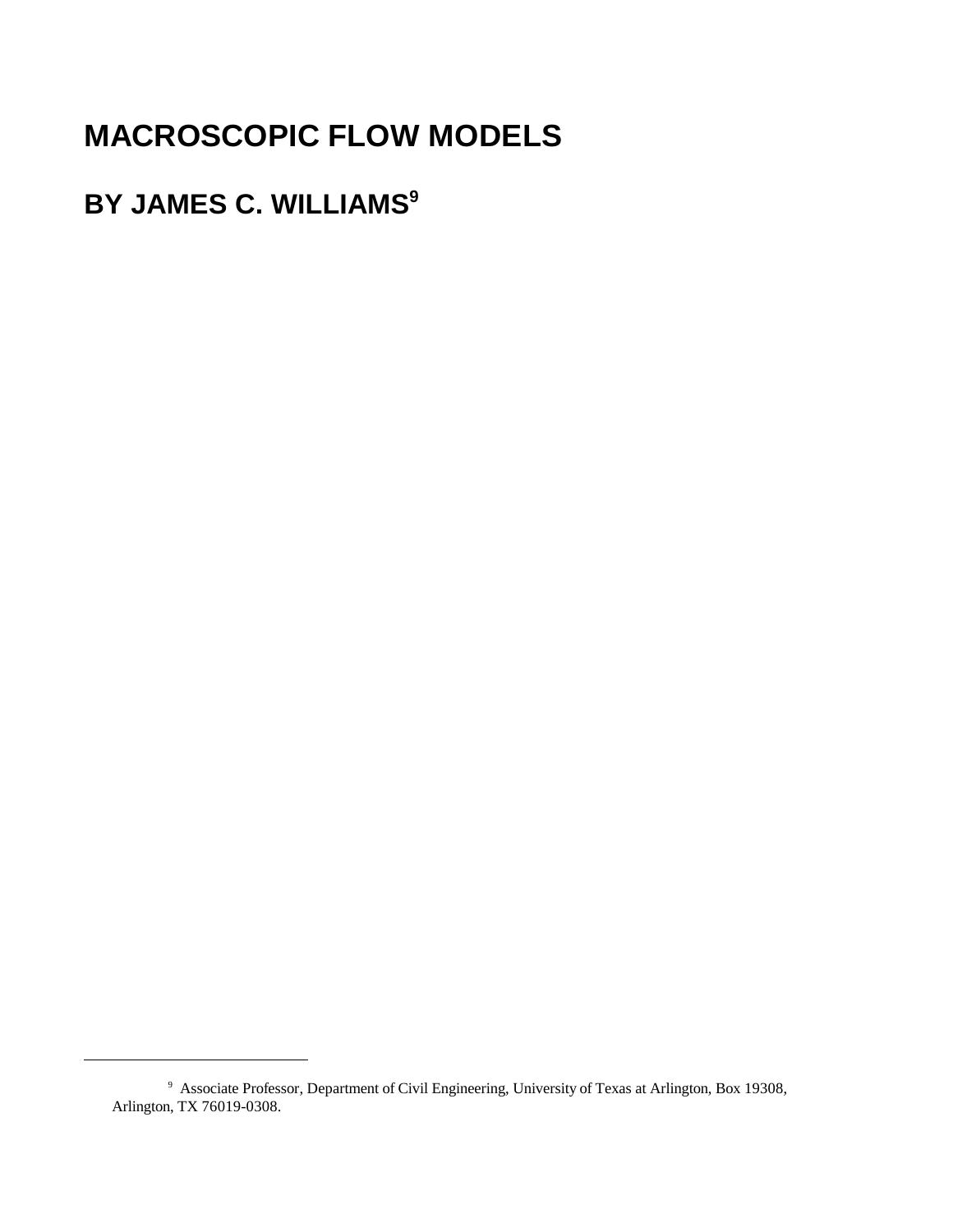# MACROSCOPIC FLOW MODELS

## BY JAMES C. WILLIAMS[9]

[9] Associate Professor, Department of Civil Engineering, University of Texas at Arlington, Box 19308, Arlington, TX 76019-0308.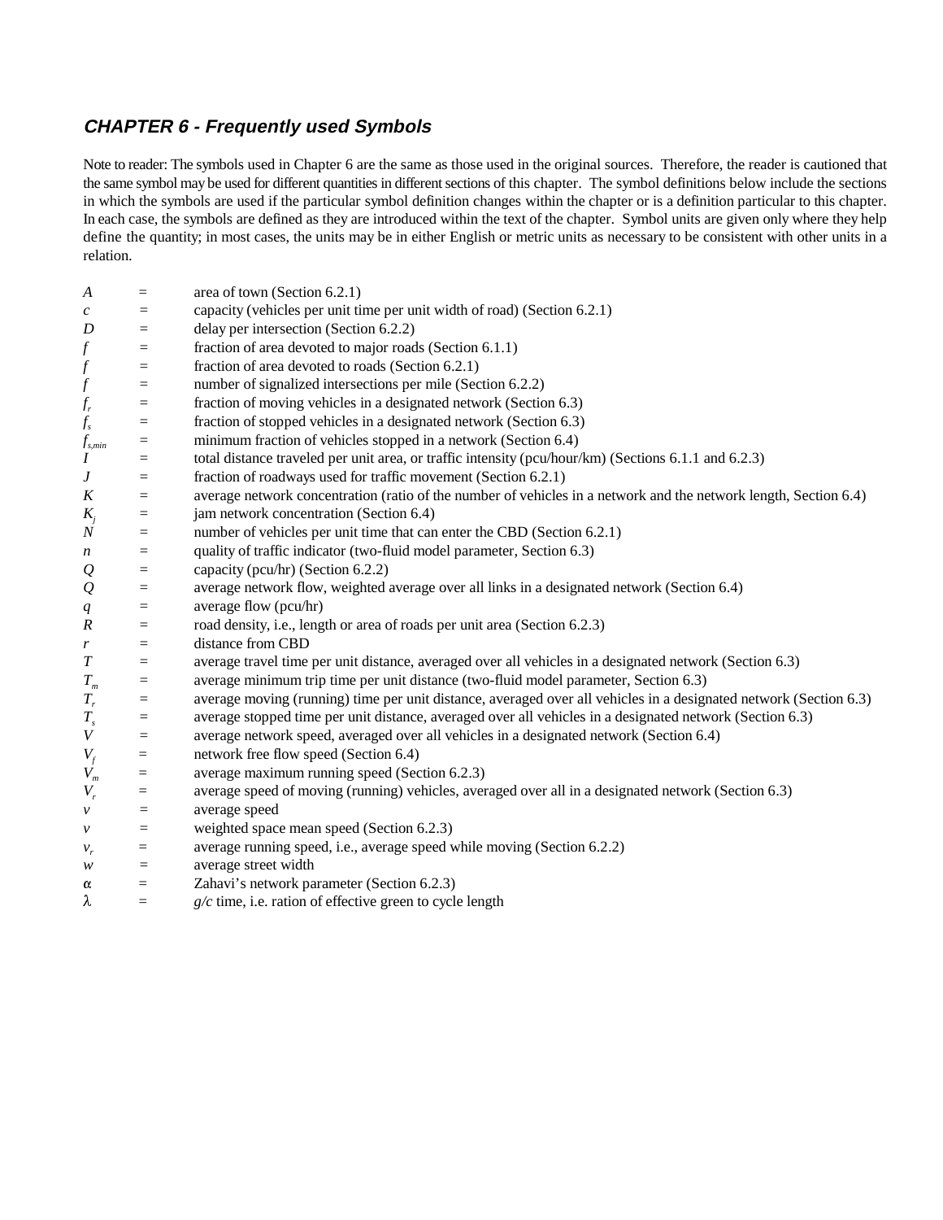## *CHAPTER 6 - Frequently used Symbols*

Note to reader: The symbols used in Chapter 6 are the same as those used in the original sources. Therefore, the reader is cautioned that the same symbol may be used for different quantities in different sections of this chapter. The symbol definitions below include the sections in which the symbols are used if the particular symbol definition changes within the chapter or is a definition particular to this chapter. In each case, the symbols are defined as they are introduced within the text of the chapter. Symbol units are given only where they help define the quantity; in most cases, the units may be in either English or metric units as necessary to be consistent with other units in a relation.

| | | |
|---|---|---|
| $A$ | = | area of town (Section 6.2.1) |
| $c$ | = | capacity (vehicles per unit time per unit width of road) (Section 6.2.1) |
| $D$ | = | delay per intersection (Section 6.2.2) |
| $f$ | = | fraction of area devoted to major roads (Section 6.1.1) |
| $f$ | = | fraction of area devoted to roads (Section 6.2.1) |
| $f$ | = | number of signalized intersections per mile (Section 6.2.2) |
| $f_r$ | = | fraction of moving vehicles in a designated network (Section 6.3) |
| $f_s$ | = | fraction of stopped vehicles in a designated network (Section 6.3) |
| $f_{s,min}$ | = | minimum fraction of vehicles stopped in a network (Section 6.4) |
| $I$ | = | total distance traveled per unit area, or traffic intensity (pcu/hour/km) (Sections 6.1.1 and 6.2.3) |
| $J$ | = | fraction of roadways used for traffic movement (Section 6.2.1) |
| $K$ | = | average network concentration (ratio of the number of vehicles in a network and the network length, Section 6.4) |
| $K_j$ | = | jam network concentration (Section 6.4) |
| $N$ | = | number of vehicles per unit time that can enter the CBD (Section 6.2.1) |
| $n$ | = | quality of traffic indicator (two-fluid model parameter, Section 6.3) |
| $Q$ | = | capacity (pcu/hr) (Section 6.2.2) |
| $Q$ | = | average network flow, weighted average over all links in a designated network (Section 6.4) |
| $q$ | = | average flow (pcu/hr) |
| $R$ | = | road density, i.e., length or area of roads per unit area (Section 6.2.3) |
| $r$ | = | distance from CBD |
| $T$ | = | average travel time per unit distance, averaged over all vehicles in a designated network (Section 6.3) |
| $T_m$ | = | average minimum trip time per unit distance (two-fluid model parameter, Section 6.3) |
| $T_r$ | = | average moving (running) time per unit distance, averaged over all vehicles in a designated network (Section 6.3) |
| $T_s$ | = | average stopped time per unit distance, averaged over all vehicles in a designated network (Section 6.3) |
| $V$ | = | average network speed, averaged over all vehicles in a designated network (Section 6.4) |
| $V_f$ | = | network free flow speed (Section 6.4) |
| $V_m$ | = | average maximum running speed (Section 6.2.3) |
| $V_r$ | = | average speed of moving (running) vehicles, averaged over all in a designated network (Section 6.3) |
| $v$ | = | average speed |
| $v$ | = | weighted space mean speed (Section 6.2.3) |
| $v_r$ | = | average running speed, i.e., average speed while moving (Section 6.2.2) |
| $w$ | = | average street width |
| $\alpha$ | = | Zahavi's network parameter (Section 6.2.3) |
| $\lambda$ | = | $g/c$ time, i.e. ration of effective green to cycle length |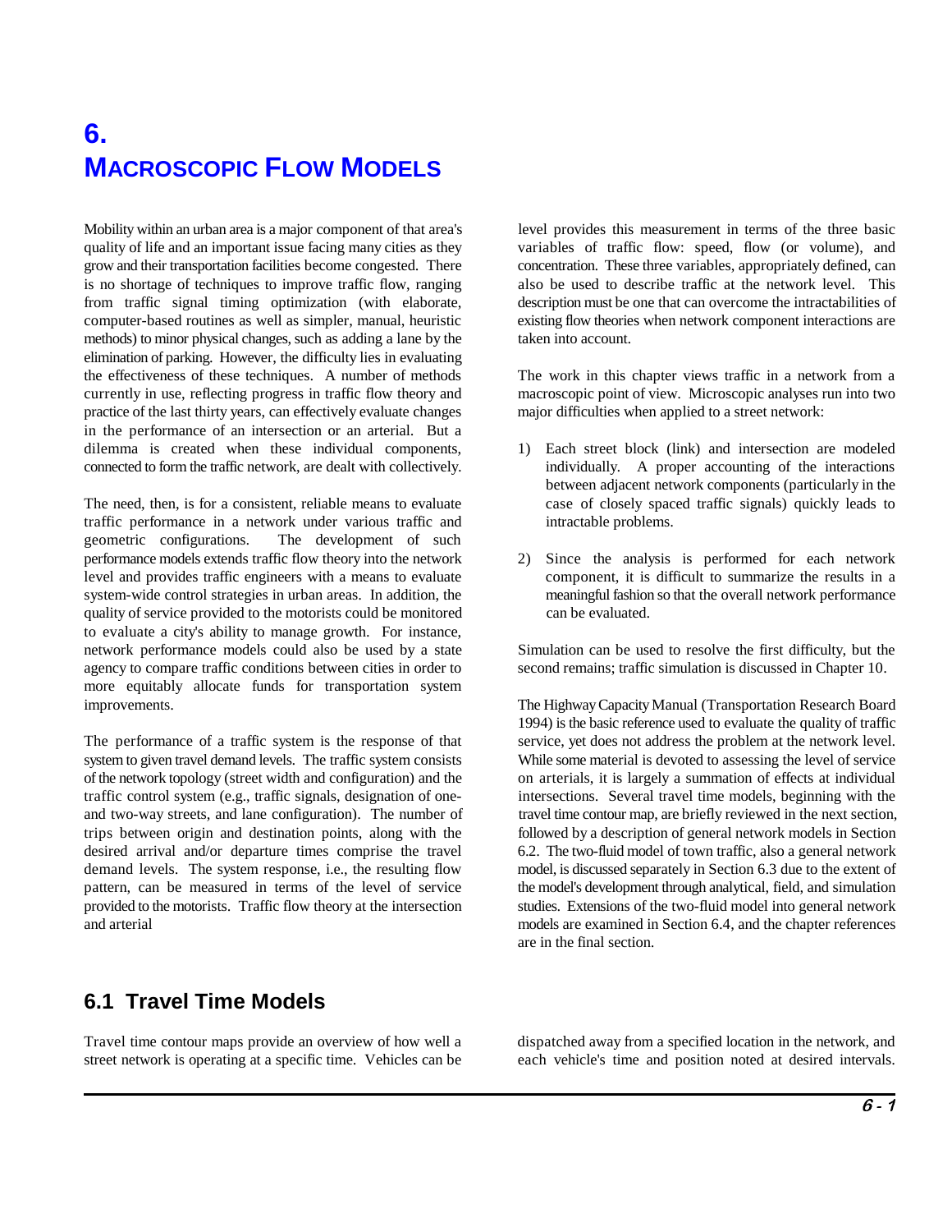# 6. MACROSCOPIC FLOW MODELS

Mobility within an urban area is a major component of that area's quality of life and an important issue facing many cities as they grow and their transportation facilities become congested. There is no shortage of techniques to improve traffic flow, ranging from traffic signal timing optimization (with elaborate, computer-based routines as well as simpler, manual, heuristic methods) to minor physical changes, such as adding a lane by the elimination of parking. However, the difficulty lies in evaluating the effectiveness of these techniques. A number of methods currently in use, reflecting progress in traffic flow theory and practice of the last thirty years, can effectively evaluate changes in the performance of an intersection or an arterial. But a dilemma is created when these individual components, connected to form the traffic network, are dealt with collectively.

The need, then, is for a consistent, reliable means to evaluate traffic performance in a network under various traffic and geometric configurations. The development of such performance models extends traffic flow theory into the network level and provides traffic engineers with a means to evaluate system-wide control strategies in urban areas. In addition, the quality of service provided to the motorists could be monitored to evaluate a city's ability to manage growth. For instance, network performance models could also be used by a state agency to compare traffic conditions between cities in order to more equitably allocate funds for transportation system improvements.

The performance of a traffic system is the response of that system to given travel demand levels. The traffic system consists of the network topology (street width and configuration) and the traffic control system (e.g., traffic signals, designation of one- and two-way streets, and lane configuration). The number of trips between origin and destination points, along with the desired arrival and/or departure times comprise the travel demand levels. The system response, i.e., the resulting flow pattern, can be measured in terms of the level of service provided to the motorists. Traffic flow theory at the intersection and arterial level provides this measurement in terms of the three basic variables of traffic flow: speed, flow (or volume), and concentration. These three variables, appropriately defined, can also be used to describe traffic at the network level. This description must be one that can overcome the intractabilities of existing flow theories when network component interactions are taken into account.

The work in this chapter views traffic in a network from a macroscopic point of view. Microscopic analyses run into two major difficulties when applied to a street network:

1) Each street block (link) and intersection are modeled individually. A proper accounting of the interactions between adjacent network components (particularly in the case of closely spaced traffic signals) quickly leads to intractable problems.

2) Since the analysis is performed for each network component, it is difficult to summarize the results in a meaningful fashion so that the overall network performance can be evaluated.

Simulation can be used to resolve the first difficulty, but the second remains; traffic simulation is discussed in Chapter 10.

The Highway Capacity Manual (Transportation Research Board 1994) is the basic reference used to evaluate the quality of traffic service, yet does not address the problem at the network level. While some material is devoted to assessing the level of service on arterials, it is largely a summation of effects at individual intersections. Several travel time models, beginning with the travel time contour map, are briefly reviewed in the next section, followed by a description of general network models in Section 6.2. The two-fluid model of town traffic, also a general network model, is discussed separately in Section 6.3 due to the extent of the model's development through analytical, field, and simulation studies. Extensions of the two-fluid model into general network models are examined in Section 6.4, and the chapter references are in the final section.

## 6.1 Travel Time Models

Travel time contour maps provide an overview of how well a street network is operating at a specific time. Vehicles can be dispatched away from a specified location in the network, and each vehicle's time and position noted at desired intervals.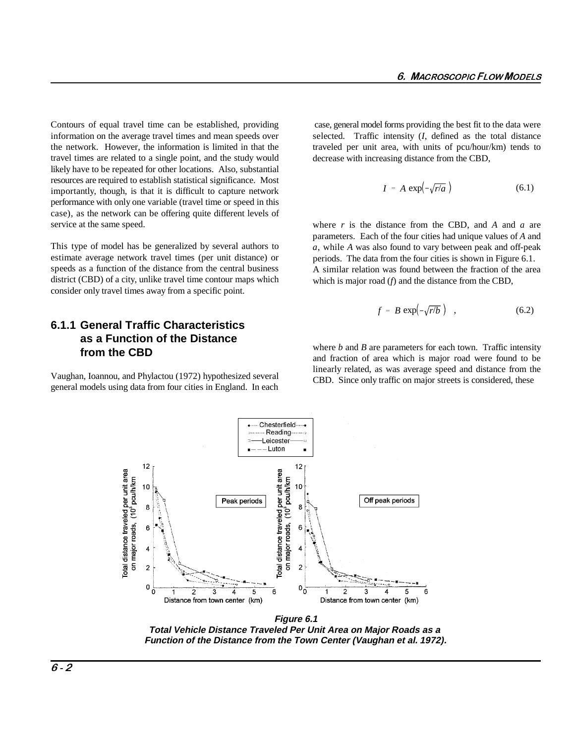Contours of equal travel time can be established, providing information on the average travel times and mean speeds over the network. However, the information is limited in that the travel times are related to a single point, and the study would likely have to be repeated for other locations. Also, substantial resources are required to establish statistical significance. Most importantly, though, is that it is difficult to capture network performance with only one variable (travel time or speed in this case), as the network can be offering quite different levels of service at the same speed.

This type of model has be generalized by several authors to estimate average network travel times (per unit distance) or speeds as a function of the distance from the central business district (CBD) of a city, unlike travel time contour maps which consider only travel times away from a specific point.

### 6.1.1 General Traffic Characteristics as a Function of the Distance from the CBD

Vaughan, Ioannou, and Phylactou (1972) hypothesized several general models using data from four cities in England. In each case, general model forms providing the best fit to the data were selected. Traffic intensity (*I*, defined as the total distance traveled per unit area, with units of pcu/hour/km) tends to decrease with increasing distance from the CBD,

$$I = A \exp\left(-\sqrt{r/a}\right) \tag{6.1}$$

where $r$ is the distance from the CBD, and $A$ and $a$ are parameters. Each of the four cities had unique values of $A$ and $a$, while $A$ was also found to vary between peak and off-peak periods. The data from the four cities is shown in Figure 6.1. A similar relation was found between the fraction of the area which is major road ($f$) and the distance from the CBD,

$$f = B \exp\left(-\sqrt{r/b}\right) \quad , \tag{6.2}$$

where $b$ and $B$ are parameters for each town. Traffic intensity and fraction of area which is major road were found to be linearly related, as was average speed and distance from the CBD. Since only traffic on major streets is considered, these

**Figure 6.1**
***Total Vehicle Distance Traveled Per Unit Area on Major Roads as a Function of the Distance from the Town Center (Vaughan et al. 1972).***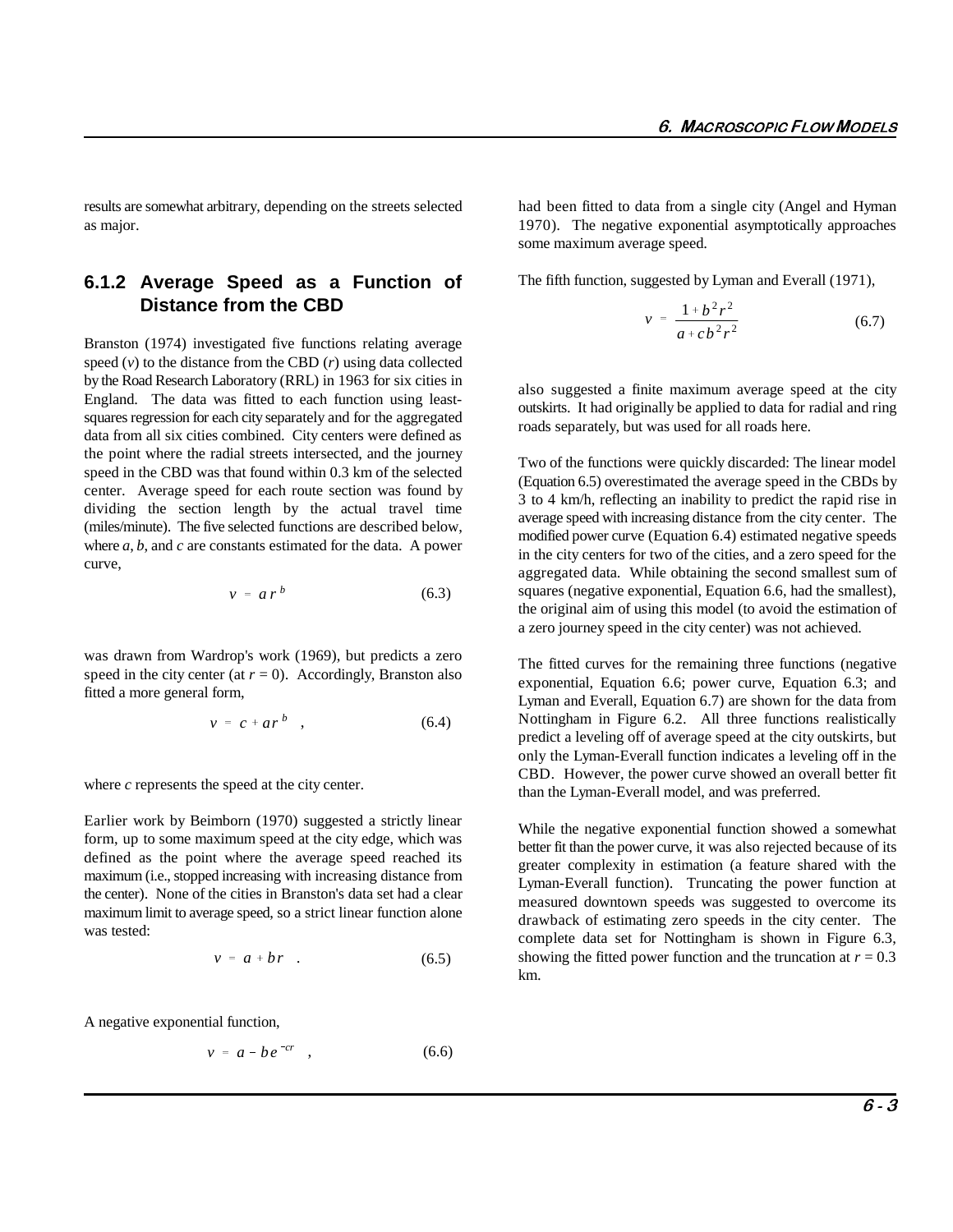results are somewhat arbitrary, depending on the streets selected as major.

### 6.1.2 Average Speed as a Function of Distance from the CBD

Branston (1974) investigated five functions relating average speed ($v$) to the distance from the CBD ($r$) using data collected by the Road Research Laboratory (RRL) in 1963 for six cities in England. The data was fitted to each function using least-squares regression for each city separately and for the aggregated data from all six cities combined. City centers were defined as the point where the radial streets intersected, and the journey speed in the CBD was that found within 0.3 km of the selected center. Average speed for each route section was found by dividing the section length by the actual travel time (miles/minute). The five selected functions are described below, where $a$, $b$, and $c$ are constants estimated for the data. A power curve,

$$v = a\,r^{\,b} \tag{6.3}$$

was drawn from Wardrop's work (1969), but predicts a zero speed in the city center (at $r = 0$). Accordingly, Branston also fitted a more general form,

$$v = c + a r^{\,b} \quad , \tag{6.4}$$

where $c$ represents the speed at the city center.

Earlier work by Beimborn (1970) suggested a strictly linear form, up to some maximum speed at the city edge, which was defined as the point where the average speed reached its maximum (i.e., stopped increasing with increasing distance from the center). None of the cities in Branston's data set had a clear maximum limit to average speed, so a strict linear function alone was tested:

$$v = a + br \quad . \tag{6.5}$$

A negative exponential function,

$$v = a - b e^{-cr} \quad , \tag{6.6}$$

had been fitted to data from a single city (Angel and Hyman 1970). The negative exponential asymptotically approaches some maximum average speed.

The fifth function, suggested by Lyman and Everall (1971),

$$v = \frac{1 + b^2 r^2}{a + c b^2 r^2} \tag{6.7}$$

also suggested a finite maximum average speed at the city outskirts. It had originally be applied to data for radial and ring roads separately, but was used for all roads here.

Two of the functions were quickly discarded: The linear model (Equation 6.5) overestimated the average speed in the CBDs by 3 to 4 km/h, reflecting an inability to predict the rapid rise in average speed with increasing distance from the city center. The modified power curve (Equation 6.4) estimated negative speeds in the city centers for two of the cities, and a zero speed for the aggregated data. While obtaining the second smallest sum of squares (negative exponential, Equation 6.6, had the smallest), the original aim of using this model (to avoid the estimation of a zero journey speed in the city center) was not achieved.

The fitted curves for the remaining three functions (negative exponential, Equation 6.6; power curve, Equation 6.3; and Lyman and Everall, Equation 6.7) are shown for the data from Nottingham in Figure 6.2. All three functions realistically predict a leveling off of average speed at the city outskirts, but only the Lyman-Everall function indicates a leveling off in the CBD. However, the power curve showed an overall better fit than the Lyman-Everall model, and was preferred.

While the negative exponential function showed a somewhat better fit than the power curve, it was also rejected because of its greater complexity in estimation (a feature shared with the Lyman-Everall function). Truncating the power function at measured downtown speeds was suggested to overcome its drawback of estimating zero speeds in the city center. The complete data set for Nottingham is shown in Figure 6.3, showing the fitted power function and the truncation at $r = 0.3$ km.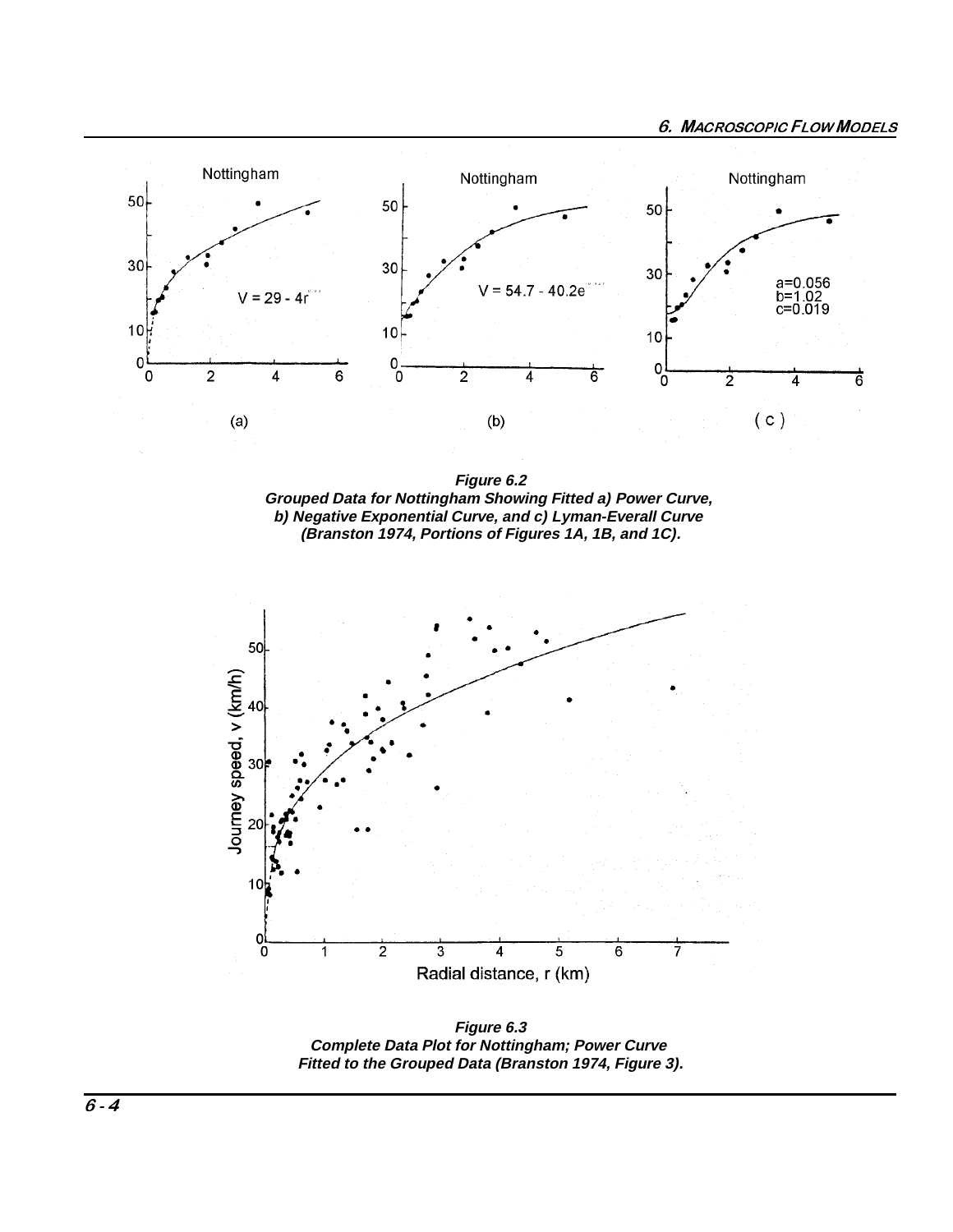**Figure 6.2**
**Grouped Data for Nottingham Showing Fitted a) Power Curve, b) Negative Exponential Curve, and c) Lyman-Everall Curve (Branston 1974, Portions of Figures 1A, 1B, and 1C).**

**Figure 6.3**
**Complete Data Plot for Nottingham; Power Curve Fitted to the Grouped Data (Branston 1974, Figure 3).**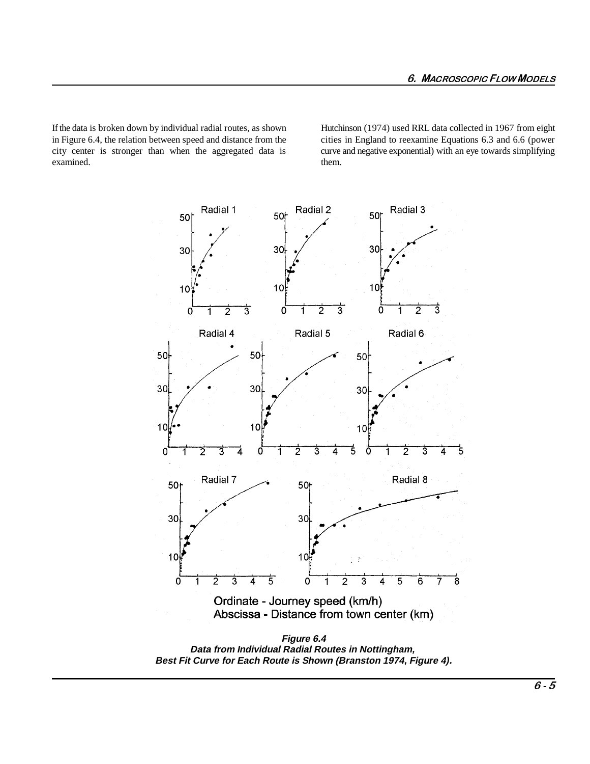If the data is broken down by individual radial routes, as shown in Figure 6.4, the relation between speed and distance from the city center is stronger than when the aggregated data is examined.

Hutchinson (1974) used RRL data collected in 1967 from eight cities in England to reexamine Equations 6.3 and 6.6 (power curve and negative exponential) with an eye towards simplifying them.

**Figure 6.4**
**Data from Individual Radial Routes in Nottingham, Best Fit Curve for Each Route is Shown (Branston 1974, Figure 4).**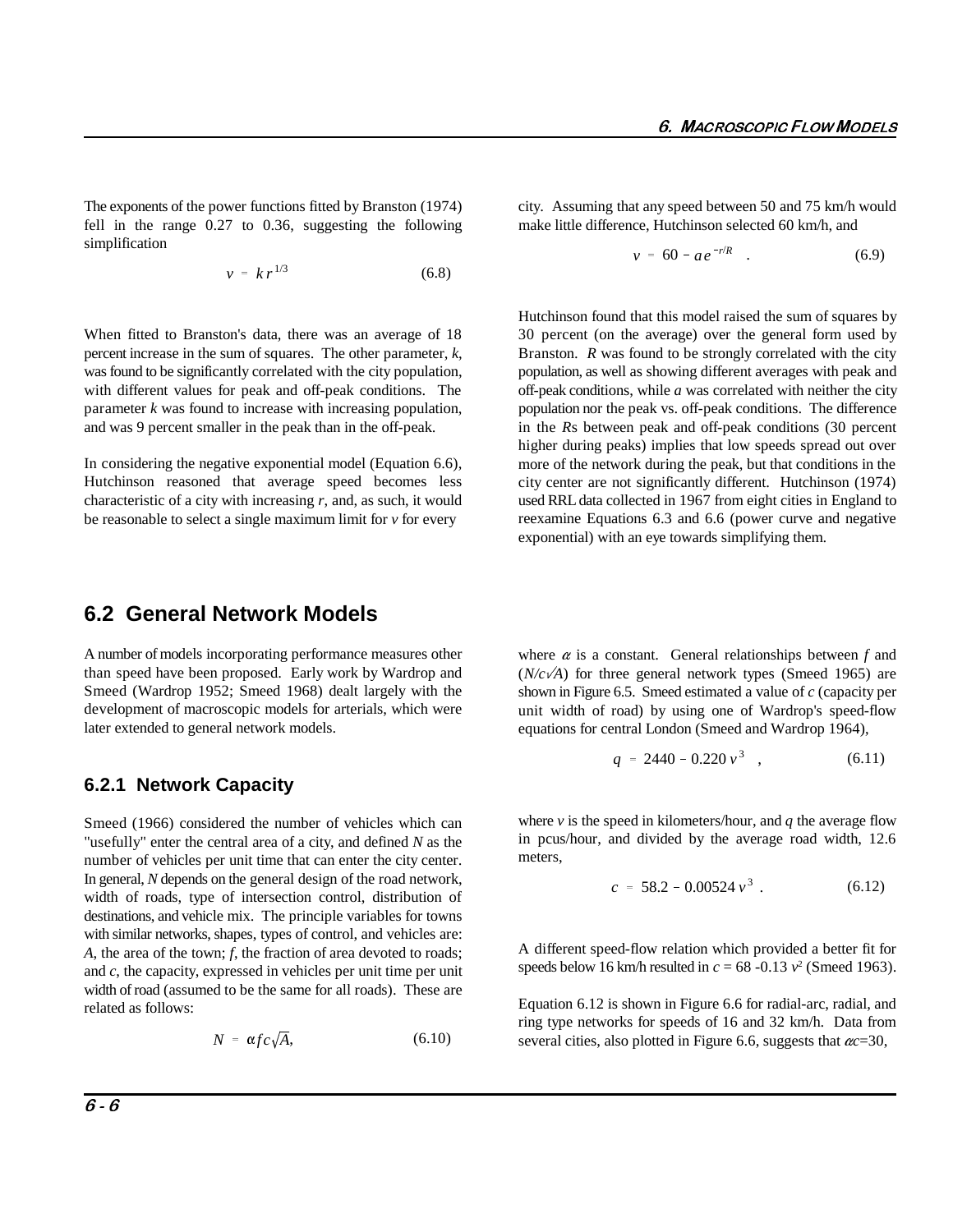The exponents of the power functions fitted by Branston (1974) fell in the range 0.27 to 0.36, suggesting the following simplification

$$v = k\,r^{1/3} \qquad (6.8)$$

When fitted to Branston's data, there was an average of 18 percent increase in the sum of squares. The other parameter, *k*, was found to be significantly correlated with the city population, with different values for peak and off-peak conditions. The parameter *k* was found to increase with increasing population, and was 9 percent smaller in the peak than in the off-peak.

In considering the negative exponential model (Equation 6.6), Hutchinson reasoned that average speed becomes less characteristic of a city with increasing *r*, and, as such, it would be reasonable to select a single maximum limit for *v* for every city. Assuming that any speed between 50 and 75 km/h would make little difference, Hutchinson selected 60 km/h, and

$$v = 60 - a\,e^{-r/R} \quad . \qquad (6.9)$$

Hutchinson found that this model raised the sum of squares by 30 percent (on the average) over the general form used by Branston. *R* was found to be strongly correlated with the city population, as well as showing different averages with peak and off-peak conditions, while *a* was correlated with neither the city population nor the peak vs. off-peak conditions. The difference in the *R*s between peak and off-peak conditions (30 percent higher during peaks) implies that low speeds spread out over more of the network during the peak, but that conditions in the city center are not significantly different. Hutchinson (1974) used RRL data collected in 1967 from eight cities in England to reexamine Equations 6.3 and 6.6 (power curve and negative exponential) with an eye towards simplifying them.

## 6.2 General Network Models

A number of models incorporating performance measures other than speed have been proposed. Early work by Wardrop and Smeed (Wardrop 1952; Smeed 1968) dealt largely with the development of macroscopic models for arterials, which were later extended to general network models.

### 6.2.1 Network Capacity

Smeed (1966) considered the number of vehicles which can "usefully" enter the central area of a city, and defined *N* as the number of vehicles per unit time that can enter the city center. In general, *N* depends on the general design of the road network, width of roads, type of intersection control, distribution of destinations, and vehicle mix. The principle variables for towns with similar networks, shapes, types of control, and vehicles are: *A*, the area of the town; *f*, the fraction of area devoted to roads; and *c*, the capacity, expressed in vehicles per unit time per unit width of road (assumed to be the same for all roads). These are related as follows:

$$N = \alpha f c \sqrt{A}, \qquad (6.10)$$

where $\alpha$ is a constant. General relationships between *f* and ($N/c\sqrt{A}$) for three general network types (Smeed 1965) are shown in Figure 6.5. Smeed estimated a value of *c* (capacity per unit width of road) by using one of Wardrop's speed-flow equations for central London (Smeed and Wardrop 1964),

$$q = 2440 - 0.220\,v^3 \quad , \qquad (6.11)$$

where *v* is the speed in kilometers/hour, and *q* the average flow in pcus/hour, and divided by the average road width, 12.6 meters,

$$c = 58.2 - 0.00524\,v^3 \; . \qquad (6.12)$$

A different speed-flow relation which provided a better fit for speeds below 16 km/h resulted in $c = 68 - 0.13\,v^2$ (Smeed 1963).

Equation 6.12 is shown in Figure 6.6 for radial-arc, radial, and ring type networks for speeds of 16 and 32 km/h. Data from several cities, also plotted in Figure 6.6, suggests that $\alpha c$=30,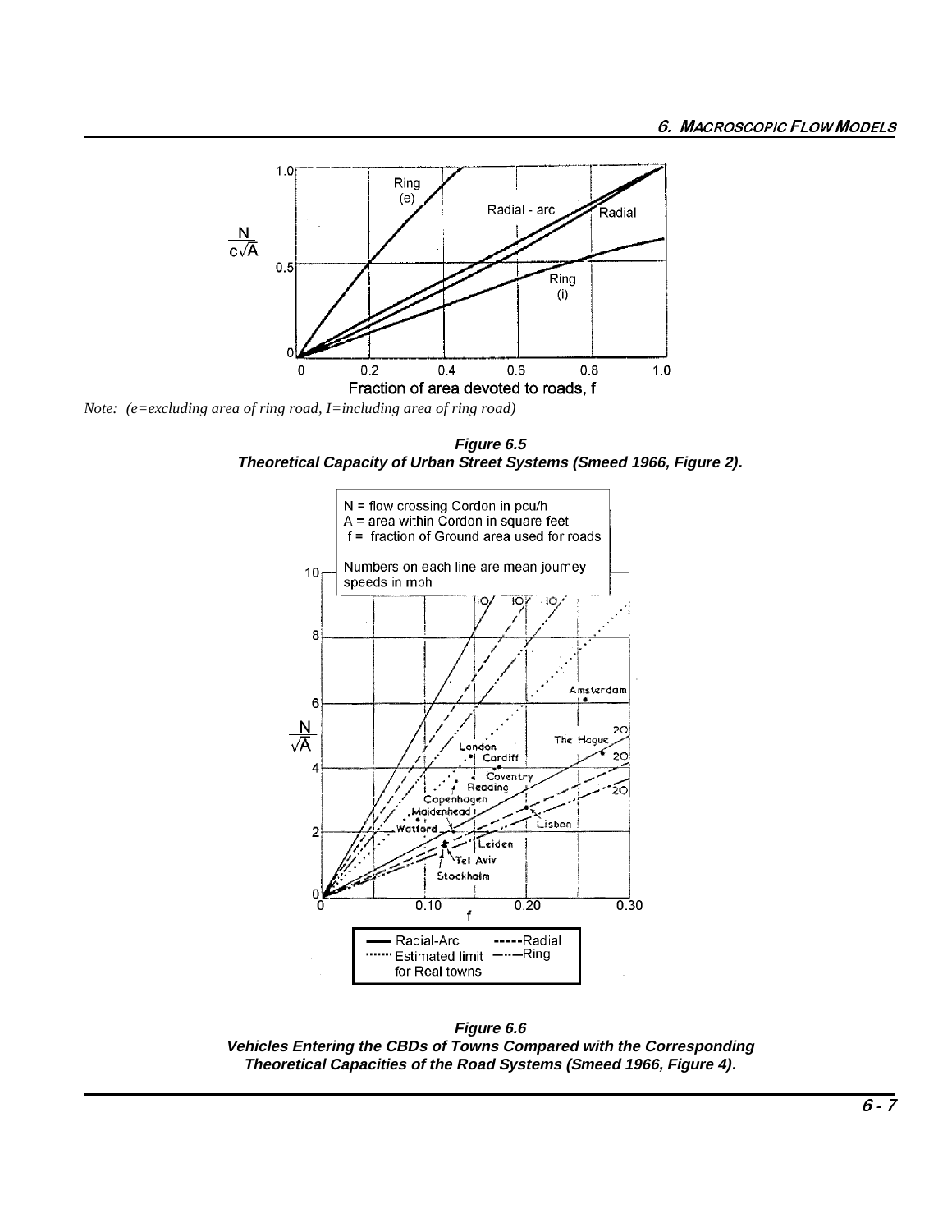Note: (e=excluding area of ring road, I=including area of ring road)

**Figure 6.5**
**Theoretical Capacity of Urban Street Systems (Smeed 1966, Figure 2).**

**Figure 6.6**
**Vehicles Entering the CBDs of Towns Compared with the Corresponding Theoretical Capacities of the Road Systems (Smeed 1966, Figure 4).**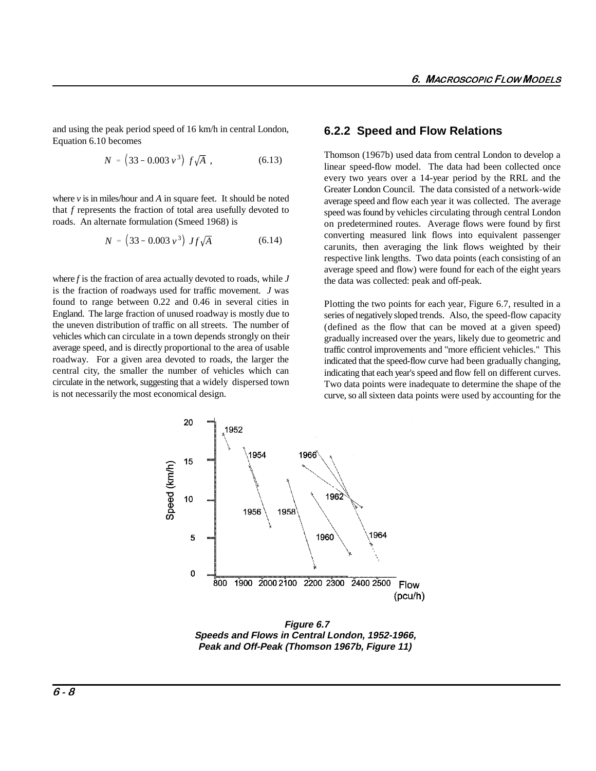and using the peak period speed of 16 km/h in central London, Equation 6.10 becomes

$$N = \left(33 - 0.003\, v^3\right)\, f\sqrt{A}\ , \tag{6.13}$$

where $v$ is in miles/hour and $A$ in square feet. It should be noted that $f$ represents the fraction of total area usefully devoted to roads. An alternate formulation (Smeed 1968) is

$$N = \left(33 - 0.003\, v^3\right)\, J f\sqrt{A} \tag{6.14}$$

where $f$ is the fraction of area actually devoted to roads, while $J$ is the fraction of roadways used for traffic movement. $J$ was found to range between 0.22 and 0.46 in several cities in England. The large fraction of unused roadway is mostly due to the uneven distribution of traffic on all streets. The number of vehicles which can circulate in a town depends strongly on their average speed, and is directly proportional to the area of usable roadway. For a given area devoted to roads, the larger the central city, the smaller the number of vehicles which can circulate in the network, suggesting that a widely dispersed town is not necessarily the most economical design.

### 6.2.2 Speed and Flow Relations

Thomson (1967b) used data from central London to develop a linear speed-flow model. The data had been collected once every two years over a 14-year period by the RRL and the Greater London Council. The data consisted of a network-wide average speed and flow each year it was collected. The average speed was found by vehicles circulating through central London on predetermined routes. Average flows were found by first converting measured link flows into equivalent passenger carunits, then averaging the link flows weighted by their respective link lengths. Two data points (each consisting of an average speed and flow) were found for each of the eight years the data was collected: peak and off-peak.

Plotting the two points for each year, Figure 6.7, resulted in a series of negatively sloped trends. Also, the speed-flow capacity (defined as the flow that can be moved at a given speed) gradually increased over the years, likely due to geometric and traffic control improvements and "more efficient vehicles." This indicated that the speed-flow curve had been gradually changing, indicating that each year's speed and flow fell on different curves. Two data points were inadequate to determine the shape of the curve, so all sixteen data points were used by accounting for the

**Figure 6.7**
**Speeds and Flows in Central London, 1952-1966, Peak and Off-Peak (Thomson 1967b, Figure 11)**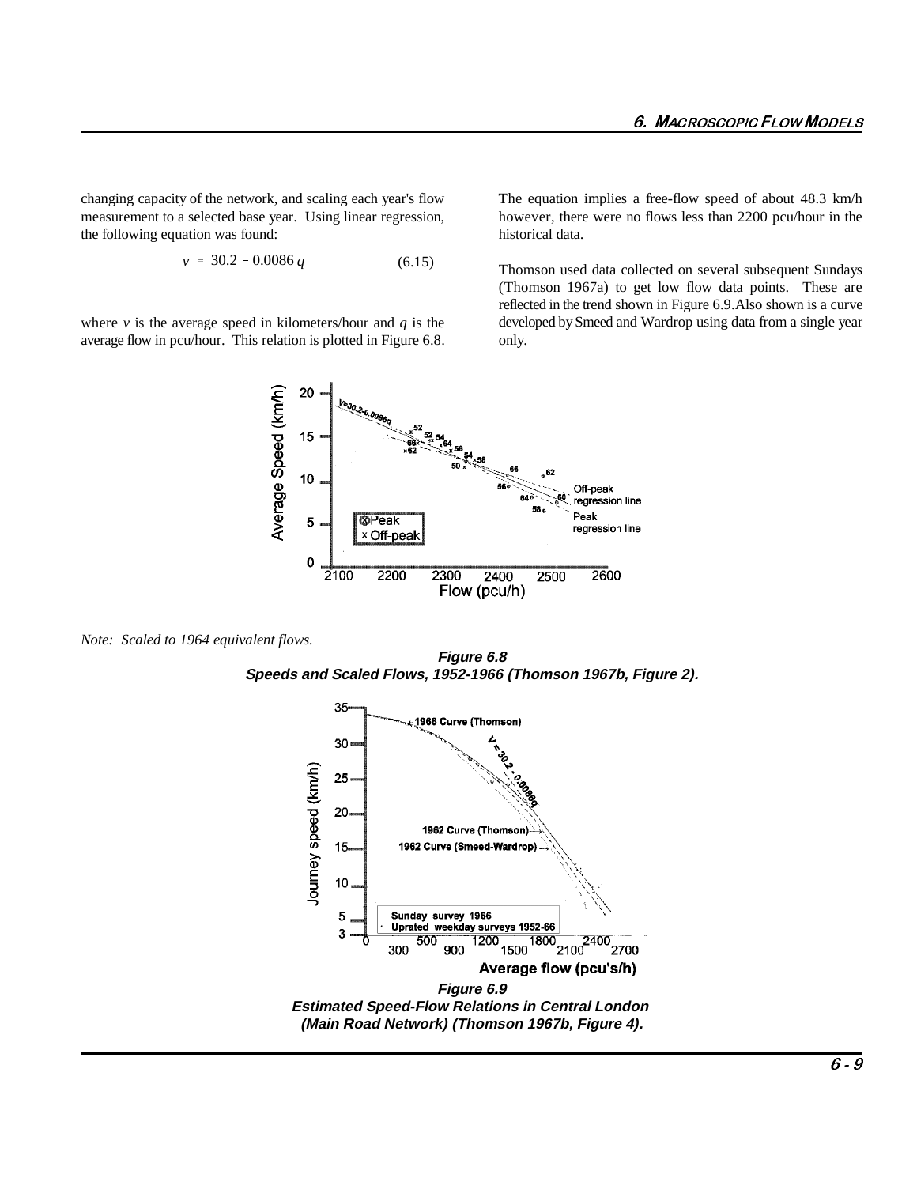changing capacity of the network, and scaling each year's flow measurement to a selected base year. Using linear regression, the following equation was found:

$$v = 30.2 - 0.0086\,q \qquad (6.15)$$

where $v$ is the average speed in kilometers/hour and $q$ is the average flow in pcu/hour. This relation is plotted in Figure 6.8.

The equation implies a free-flow speed of about 48.3 km/h however, there were no flows less than 2200 pcu/hour in the historical data.

Thomson used data collected on several subsequent Sundays (Thomson 1967a) to get low flow data points. These are reflected in the trend shown in Figure 6.9. Also shown is a curve developed by Smeed and Wardrop using data from a single year only.

*Note: Scaled to 1964 equivalent flows.*

***Figure 6.8***
***Speeds and Scaled Flows, 1952-1966 (Thomson 1967b, Figure 2).***

***Figure 6.9***
***Estimated Speed-Flow Relations in Central London (Main Road Network) (Thomson 1967b, Figure 4).***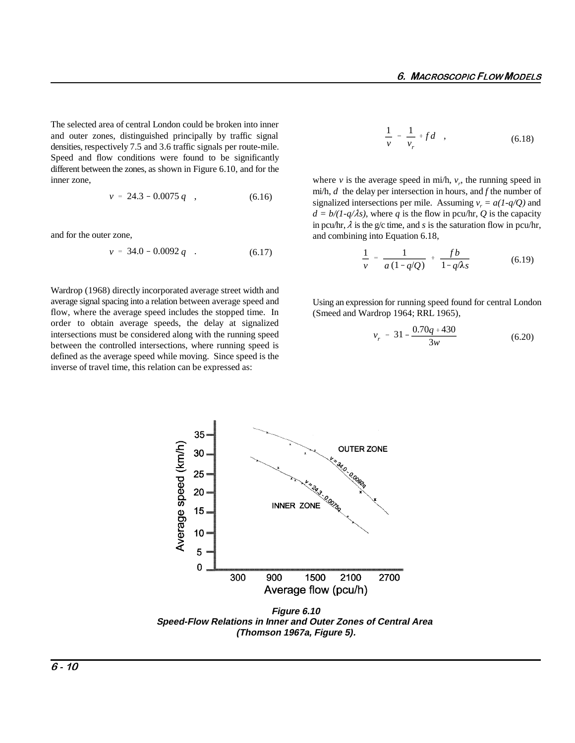The selected area of central London could be broken into inner and outer zones, distinguished principally by traffic signal densities, respectively 7.5 and 3.6 traffic signals per route-mile. Speed and flow conditions were found to be significantly different between the zones, as shown in Figure 6.10, and for the inner zone,

$$v = 24.3 - 0.0075\, q \quad , \tag{6.16}$$

and for the outer zone,

$$v = 34.0 - 0.0092\, q \quad . \tag{6.17}$$

Wardrop (1968) directly incorporated average street width and average signal spacing into a relation between average speed and flow, where the average speed includes the stopped time. In order to obtain average speeds, the delay at signalized intersections must be considered along with the running speed between the controlled intersections, where running speed is defined as the average speed while moving. Since speed is the inverse of travel time, this relation can be expressed as:

$$\frac{1}{v} = \frac{1}{v_r} + f\,d \quad , \tag{6.18}$$

where $v$ is the average speed in mi/h, $v_r$, the running speed in mi/h, $d$ the delay per intersection in hours, and $f$ the number of signalized intersections per mile. Assuming $v_r = a(1\text{-}q/Q)$ and $d = b/(1\text{-}q/\lambda s)$, where $q$ is the flow in pcu/hr, $Q$ is the capacity in pcu/hr, $\lambda$ is the g/c time, and $s$ is the saturation flow in pcu/hr, and combining into Equation 6.18,

$$\frac{1}{v} = \frac{1}{a\,(1 - q/Q)} + \frac{f\,b}{1 - q/\lambda s} \tag{6.19}$$

Using an expression for running speed found for central London (Smeed and Wardrop 1964; RRL 1965),

$$v_r = 31 - \frac{0.70q + 430}{3w} \tag{6.20}$$

**Figure 6.10**
**Speed-Flow Relations in Inner and Outer Zones of Central Area (Thomson 1967a, Figure 5).**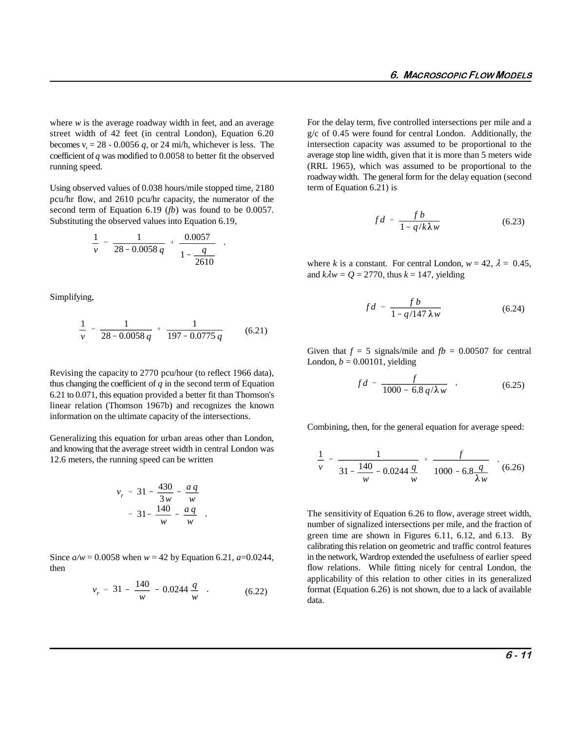where $w$ is the average roadway width in feet, and an average street width of 42 feet (in central London), Equation 6.20 becomes $v_r = 28 - 0.0056\,q$, or 24 mi/h, whichever is less. The coefficient of $q$ was modified to 0.0058 to better fit the observed running speed.

Using observed values of 0.038 hours/mile stopped time, 2180 pcu/hr flow, and 2610 pcu/hr capacity, the numerator of the second term of Equation 6.19 ($fb$) was found to be 0.0057. Substituting the observed values into Equation 6.19,

$$\frac{1}{v} = \frac{1}{28 - 0.0058\,q} + \frac{0.0057}{1 - \dfrac{q}{2610}} .$$

Simplifying,

$$\frac{1}{v} = \frac{1}{28 - 0.0058\,q} + \frac{1}{197 - 0.0775\,q} \tag{6.21}$$

Revising the capacity to 2770 pcu/hour (to reflect 1966 data), thus changing the coefficient of $q$ in the second term of Equation 6.21 to 0.071, this equation provided a better fit than Thomson's linear relation (Thomson 1967b) and recognizes the known information on the ultimate capacity of the intersections.

Generalizing this equation for urban areas other than London, and knowing that the average street width in central London was 12.6 meters, the running speed can be written

$$\begin{aligned} v_r &= 31 - \frac{430}{3w} - \frac{a\,q}{w} \\ &= 31 - \frac{140}{w} - \frac{a\,q}{w} \quad . \end{aligned}$$

Since $a/w = 0.0058$ when $w = 42$ by Equation 6.21, $a$=0.0244, then

$$v_r = 31 - \frac{140}{w} - 0.0244\,\frac{q}{w} \quad . \tag{6.22}$$

For the delay term, five controlled intersections per mile and a g/c of 0.45 were found for central London. Additionally, the intersection capacity was assumed to be proportional to the average stop line width, given that it is more than 5 meters wide (RRL 1965), which was assumed to be proportional to the roadway width. The general form for the delay equation (second term of Equation 6.21) is

$$f\,d = \frac{f\,b}{1 - q/k\lambda w} \tag{6.23}$$

where $k$ is a constant. For central London, $w = 42$, $\lambda = 0.45$, and $k\lambda w = Q = 2770$, thus $k = 147$, yielding

$$f\,d = \frac{f\,b}{1 - q/147\,\lambda w} \tag{6.24}$$

Given that $f = 5$ signals/mile and $fb = 0.00507$ for central London, $b = 0.00101$, yielding

$$f\,d = \frac{f}{1000 - 6.8\,q/\lambda w} \quad . \tag{6.25}$$

Combining, then, for the general equation for average speed:

$$\frac{1}{v} = \frac{1}{31 - \dfrac{140}{w} - 0.0244\,\dfrac{q}{w}} + \frac{f}{1000 - 6.8\,\dfrac{q}{\lambda w}} \quad . \tag{6.26}$$

The sensitivity of Equation 6.26 to flow, average street width, number of signalized intersections per mile, and the fraction of green time are shown in Figures 6.11, 6.12, and 6.13. By calibrating this relation on geometric and traffic control features in the network, Wardrop extended the usefulness of earlier speed flow relations. While fitting nicely for central London, the applicability of this relation to other cities in its generalized format (Equation 6.26) is not shown, due to a lack of available data.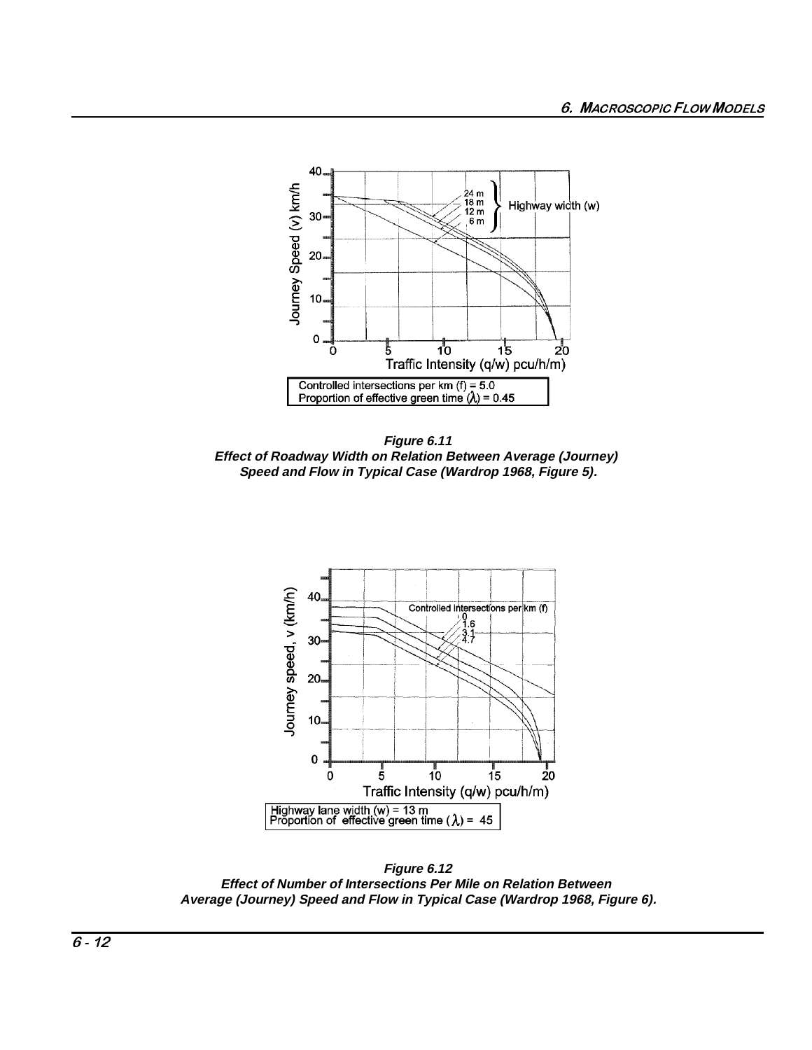**Figure 6.11**
**Effect of Roadway Width on Relation Between Average (Journey) Speed and Flow in Typical Case (Wardrop 1968, Figure 5).**

**Figure 6.12**
**Effect of Number of Intersections Per Mile on Relation Between Average (Journey) Speed and Flow in Typical Case (Wardrop 1968, Figure 6).**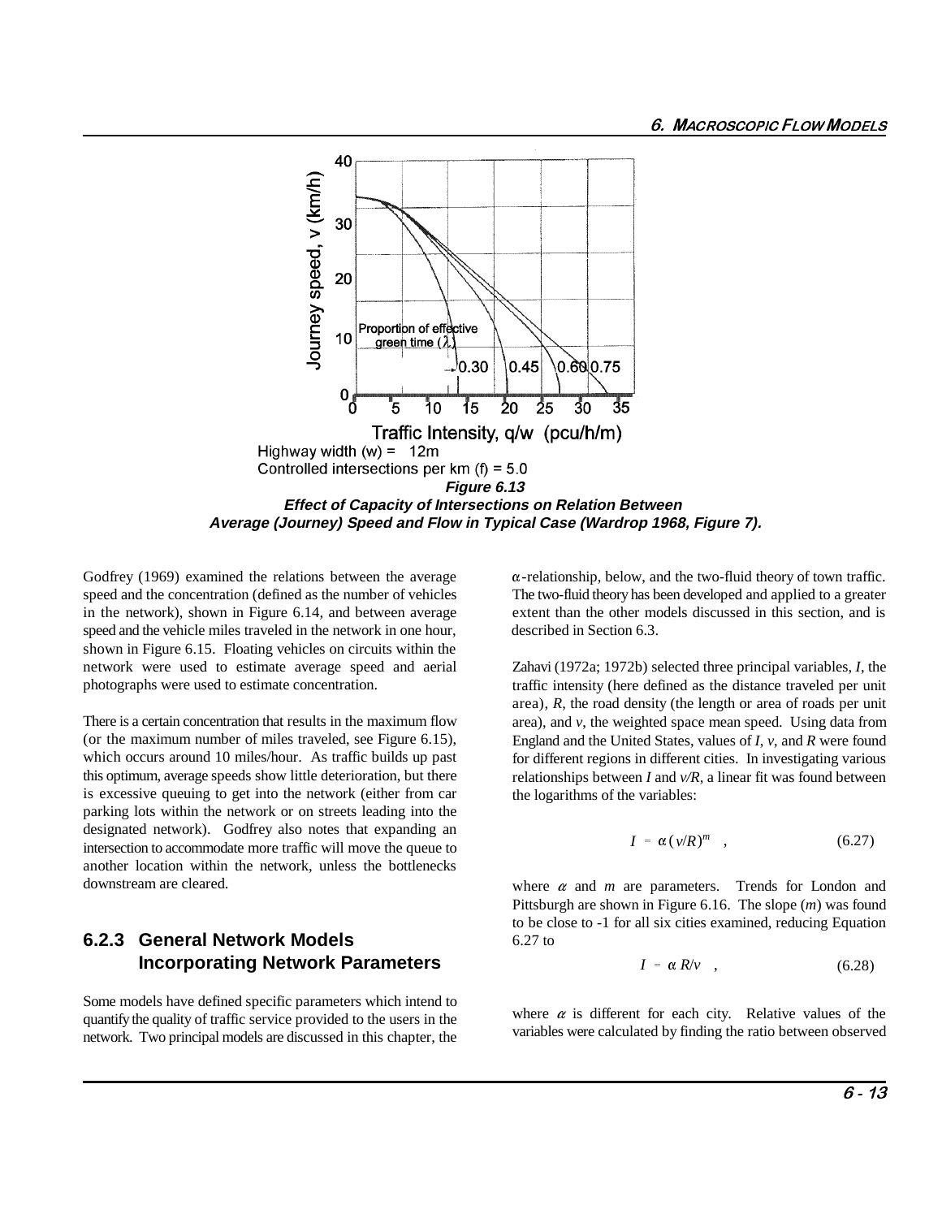Highway width (w) = 12m
Controlled intersections per km (f) = 5.0

***Figure 6.13***
***Effect of Capacity of Intersections on Relation Between Average (Journey) Speed and Flow in Typical Case (Wardrop 1968, Figure 7).***

Godfrey (1969) examined the relations between the average speed and the concentration (defined as the number of vehicles in the network), shown in Figure 6.14, and between average speed and the vehicle miles traveled in the network in one hour, shown in Figure 6.15. Floating vehicles on circuits within the network were used to estimate average speed and aerial photographs were used to estimate concentration.

There is a certain concentration that results in the maximum flow (or the maximum number of miles traveled, see Figure 6.15), which occurs around 10 miles/hour. As traffic builds up past this optimum, average speeds show little deterioration, but there is excessive queuing to get into the network (either from car parking lots within the network or on streets leading into the designated network). Godfrey also notes that expanding an intersection to accommodate more traffic will move the queue to another location within the network, unless the bottlenecks downstream are cleared.

### 6.2.3 General Network Models Incorporating Network Parameters

Some models have defined specific parameters which intend to quantify the quality of traffic service provided to the users in the network. Two principal models are discussed in this chapter, the $\alpha$-relationship, below, and the two-fluid theory of town traffic. The two-fluid theory has been developed and applied to a greater extent than the other models discussed in this section, and is described in Section 6.3.

Zahavi (1972a; 1972b) selected three principal variables, $I$, the traffic intensity (here defined as the distance traveled per unit area), $R$, the road density (the length or area of roads per unit area), and $v$, the weighted space mean speed. Using data from England and the United States, values of $I$, $v$, and $R$ were found for different regions in different cities. In investigating various relationships between $I$ and $v/R$, a linear fit was found between the logarithms of the variables:

$$I = \alpha\,(v/R)^m \quad , \tag{6.27}$$

where $\alpha$ and $m$ are parameters. Trends for London and Pittsburgh are shown in Figure 6.16. The slope ($m$) was found to be close to -1 for all six cities examined, reducing Equation 6.27 to

$$I = \alpha\, R/v \quad , \tag{6.28}$$

where $\alpha$ is different for each city. Relative values of the variables were calculated by finding the ratio between observed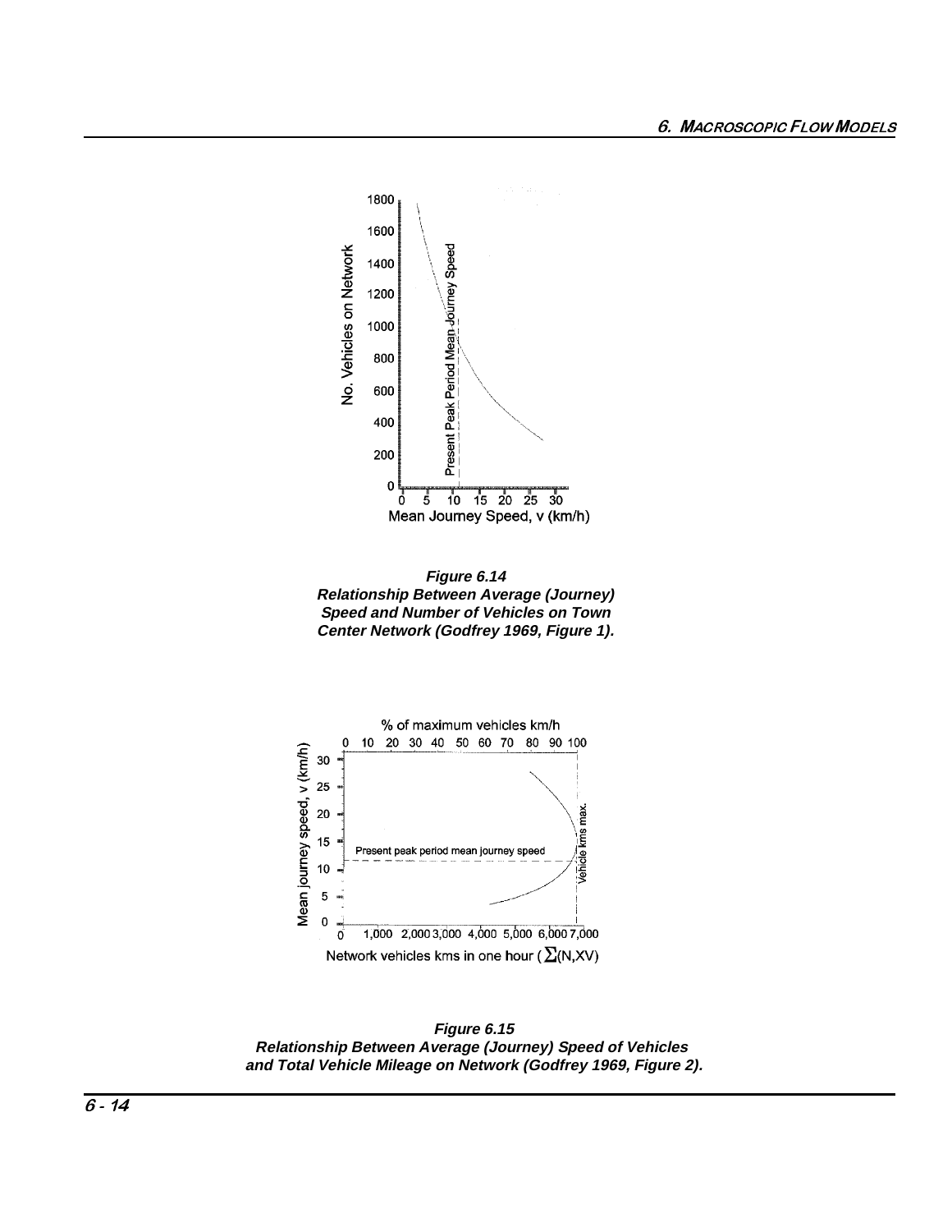**Figure 6.14**
**Relationship Between Average (Journey) Speed and Number of Vehicles on Town Center Network (Godfrey 1969, Figure 1).**

**Figure 6.15**
**Relationship Between Average (Journey) Speed of Vehicles and Total Vehicle Mileage on Network (Godfrey 1969, Figure 2).**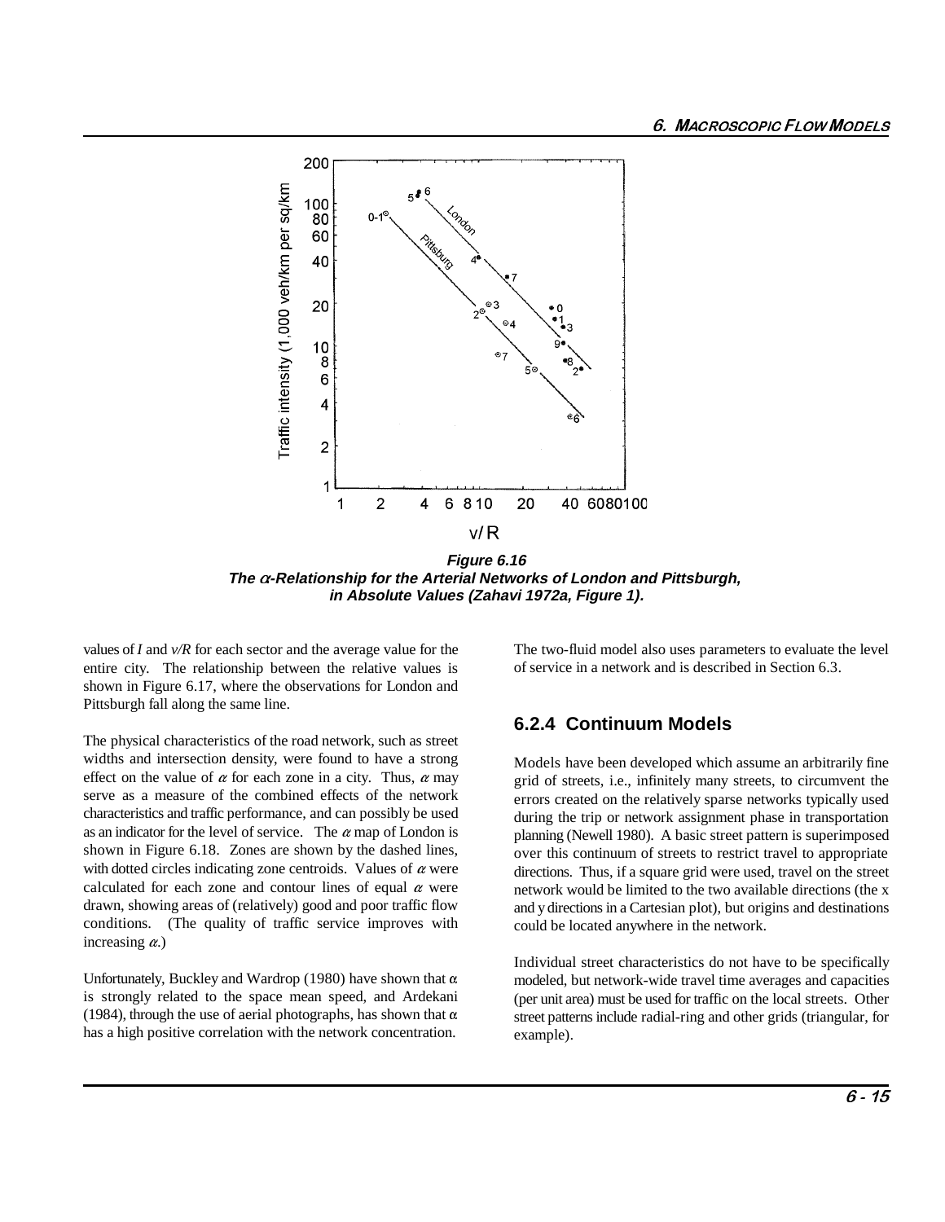**Figure 6.16**
**The $\alpha$-Relationship for the Arterial Networks of London and Pittsburgh, in Absolute Values (Zahavi 1972a, Figure 1).**

values of $I$ and $v/R$ for each sector and the average value for the entire city. The relationship between the relative values is shown in Figure 6.17, where the observations for London and Pittsburgh fall along the same line.

The physical characteristics of the road network, such as street widths and intersection density, were found to have a strong effect on the value of $\alpha$ for each zone in a city. Thus, $\alpha$ may serve as a measure of the combined effects of the network characteristics and traffic performance, and can possibly be used as an indicator for the level of service. The $\alpha$ map of London is shown in Figure 6.18. Zones are shown by the dashed lines, with dotted circles indicating zone centroids. Values of $\alpha$ were calculated for each zone and contour lines of equal $\alpha$ were drawn, showing areas of (relatively) good and poor traffic flow conditions. (The quality of traffic service improves with increasing $\alpha$.)

Unfortunately, Buckley and Wardrop (1980) have shown that $\alpha$ is strongly related to the space mean speed, and Ardekani (1984), through the use of aerial photographs, has shown that $\alpha$ has a high positive correlation with the network concentration.

The two-fluid model also uses parameters to evaluate the level of service in a network and is described in Section 6.3.

### 6.2.4 Continuum Models

Models have been developed which assume an arbitrarily fine grid of streets, i.e., infinitely many streets, to circumvent the errors created on the relatively sparse networks typically used during the trip or network assignment phase in transportation planning (Newell 1980). A basic street pattern is superimposed over this continuum of streets to restrict travel to appropriate directions. Thus, if a square grid were used, travel on the street network would be limited to the two available directions (the x and y directions in a Cartesian plot), but origins and destinations could be located anywhere in the network.

Individual street characteristics do not have to be specifically modeled, but network-wide travel time averages and capacities (per unit area) must be used for traffic on the local streets. Other street patterns include radial-ring and other grids (triangular, for example).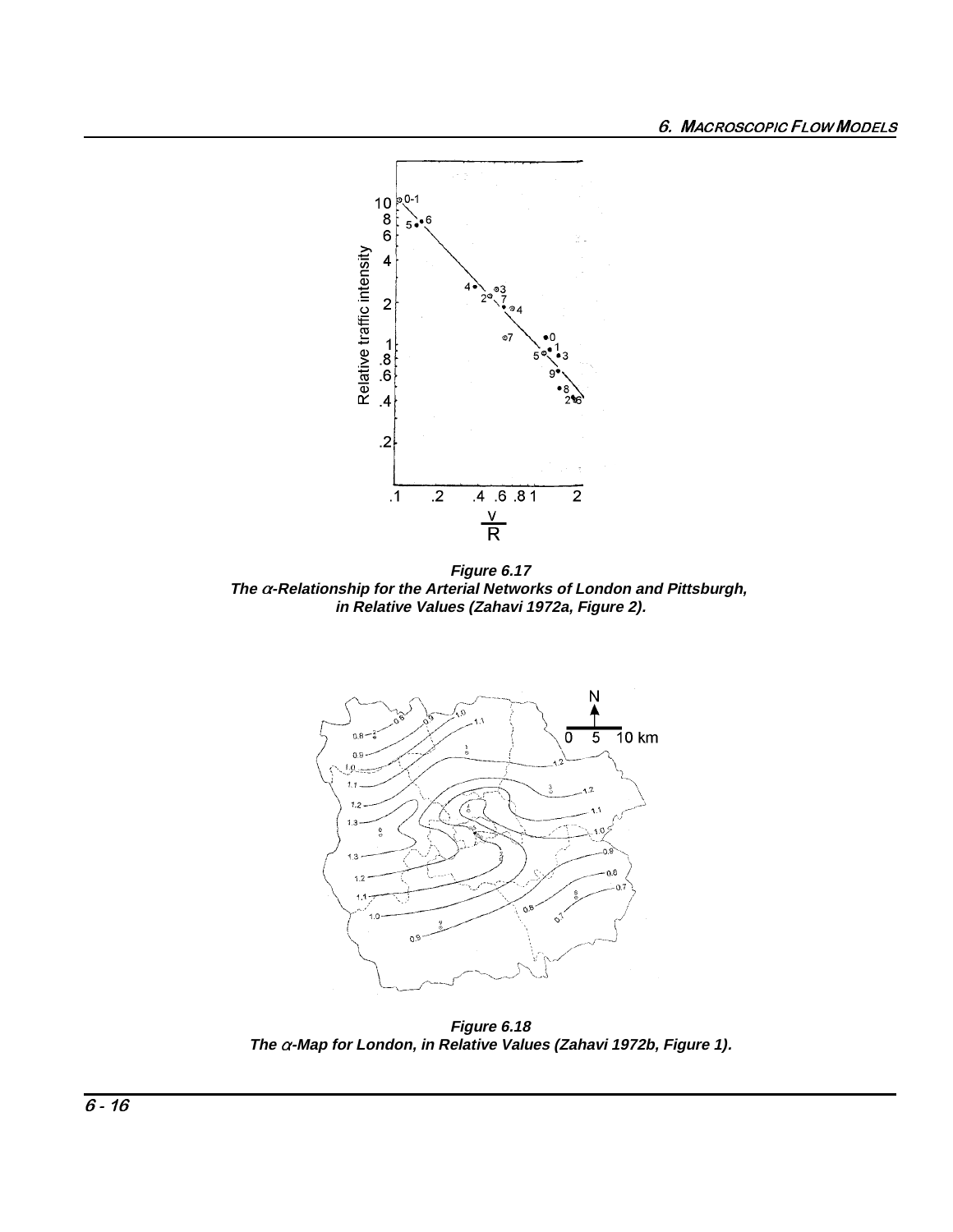**Figure 6.17**
***The $\alpha$-Relationship for the Arterial Networks of London and Pittsburgh, in Relative Values (Zahavi 1972a, Figure 2).***

**Figure 6.18**
***The $\alpha$-Map for London, in Relative Values (Zahavi 1972b, Figure 1).***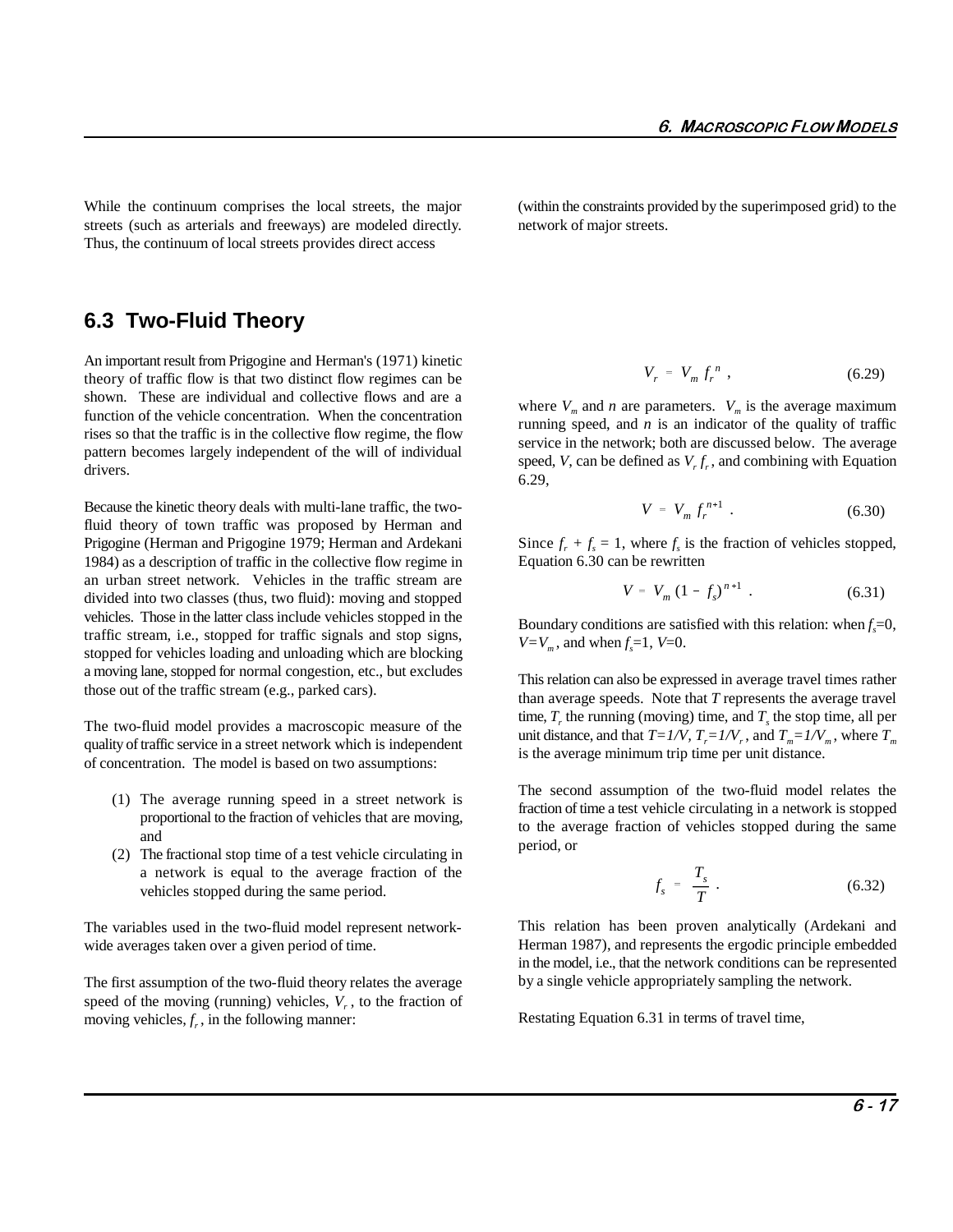While the continuum comprises the local streets, the major streets (such as arterials and freeways) are modeled directly. Thus, the continuum of local streets provides direct access (within the constraints provided by the superimposed grid) to the network of major streets.

## 6.3 Two-Fluid Theory

An important result from Prigogine and Herman's (1971) kinetic theory of traffic flow is that two distinct flow regimes can be shown. These are individual and collective flows and are a function of the vehicle concentration. When the concentration rises so that the traffic is in the collective flow regime, the flow pattern becomes largely independent of the will of individual drivers.

Because the kinetic theory deals with multi-lane traffic, the two-fluid theory of town traffic was proposed by Herman and Prigogine (Herman and Prigogine 1979; Herman and Ardekani 1984) as a description of traffic in the collective flow regime in an urban street network. Vehicles in the traffic stream are divided into two classes (thus, two fluid): moving and stopped vehicles. Those in the latter class include vehicles stopped in the traffic stream, i.e., stopped for traffic signals and stop signs, stopped for vehicles loading and unloading which are blocking a moving lane, stopped for normal congestion, etc., but excludes those out of the traffic stream (e.g., parked cars).

The two-fluid model provides a macroscopic measure of the quality of traffic service in a street network which is independent of concentration. The model is based on two assumptions:

(1) The average running speed in a street network is proportional to the fraction of vehicles that are moving, and
(2) The fractional stop time of a test vehicle circulating in a network is equal to the average fraction of the vehicles stopped during the same period.

The variables used in the two-fluid model represent network-wide averages taken over a given period of time.

The first assumption of the two-fluid theory relates the average speed of the moving (running) vehicles, $V_r$, to the fraction of moving vehicles, $f_r$, in the following manner:

$$V_r = V_m f_r^n , \qquad (6.29)$$

where $V_m$ and $n$ are parameters. $V_m$ is the average maximum running speed, and $n$ is an indicator of the quality of traffic service in the network; both are discussed below. The average speed, $V$, can be defined as $V_r f_r$, and combining with Equation 6.29,

$$V = V_m f_r^{n+1} . \qquad (6.30)$$

Since $f_r + f_s = 1$, where $f_s$ is the fraction of vehicles stopped, Equation 6.30 can be rewritten

$$V = V_m (1 - f_s)^{n+1} . \qquad (6.31)$$

Boundary conditions are satisfied with this relation: when $f_s$=0, $V$=$V_m$, and when $f_s$=1, $V$=0.

This relation can also be expressed in average travel times rather than average speeds. Note that $T$ represents the average travel time, $T_r$ the running (moving) time, and $T_s$ the stop time, all per unit distance, and that $T=1/V$, $T_r=1/V_r$, and $T_m=1/V_m$, where $T_m$ is the average minimum trip time per unit distance.

The second assumption of the two-fluid model relates the fraction of time a test vehicle circulating in a network is stopped to the average fraction of vehicles stopped during the same period, or

$$f_s = \frac{T_s}{T} . \qquad (6.32)$$

This relation has been proven analytically (Ardekani and Herman 1987), and represents the ergodic principle embedded in the model, i.e., that the network conditions can be represented by a single vehicle appropriately sampling the network.

Restating Equation 6.31 in terms of travel time,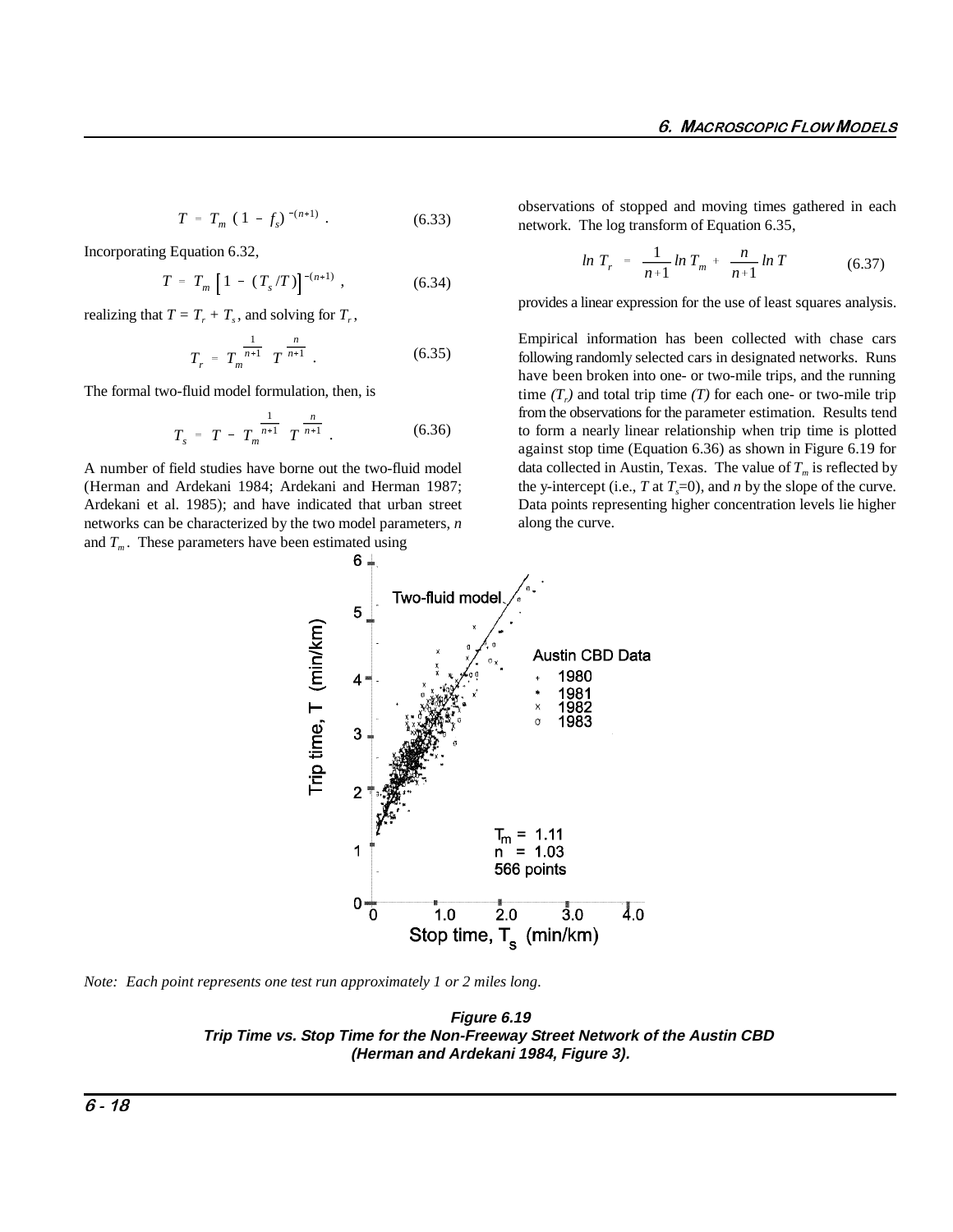$$T = T_m \, (1 - f_s)^{-(n+1)} \, . \tag{6.33}$$

Incorporating Equation 6.32,

$$T = T_m \left[ 1 - (T_s / T) \right]^{-(n+1)} \, , \tag{6.34}$$

realizing that $T = T_r + T_s$, and solving for $T_r$,

$$T_r = T_m^{\frac{1}{n+1}} \; T^{\frac{n}{n+1}} \, . \tag{6.35}$$

The formal two-fluid model formulation, then, is

$$T_s = T - T_m^{\frac{1}{n+1}} \; T^{\frac{n}{n+1}} \, . \tag{6.36}$$

A number of field studies have borne out the two-fluid model (Herman and Ardekani 1984; Ardekani and Herman 1987; Ardekani et al. 1985); and have indicated that urban street networks can be characterized by the two model parameters, $n$ and $T_m$. These parameters have been estimated using observations of stopped and moving times gathered in each network. The log transform of Equation 6.35,

$$\ln T_r = \frac{1}{n+1} \ln T_m + \frac{n}{n+1} \ln T \tag{6.37}$$

provides a linear expression for the use of least squares analysis.

Empirical information has been collected with chase cars following randomly selected cars in designated networks. Runs have been broken into one- or two-mile trips, and the running time $(T_r)$ and total trip time $(T)$ for each one- or two-mile trip from the observations for the parameter estimation. Results tend to form a nearly linear relationship when trip time is plotted against stop time (Equation 6.36) as shown in Figure 6.19 for data collected in Austin, Texas. The value of $T_m$ is reflected by the y-intercept (i.e., $T$ at $T_s$=0), and $n$ by the slope of the curve. Data points representing higher concentration levels lie higher along the curve.

*Note: Each point represents one test run approximately 1 or 2 miles long.*

**Figure 6.19**
**Trip Time vs. Stop Time for the Non-Freeway Street Network of the Austin CBD (Herman and Ardekani 1984, Figure 3).**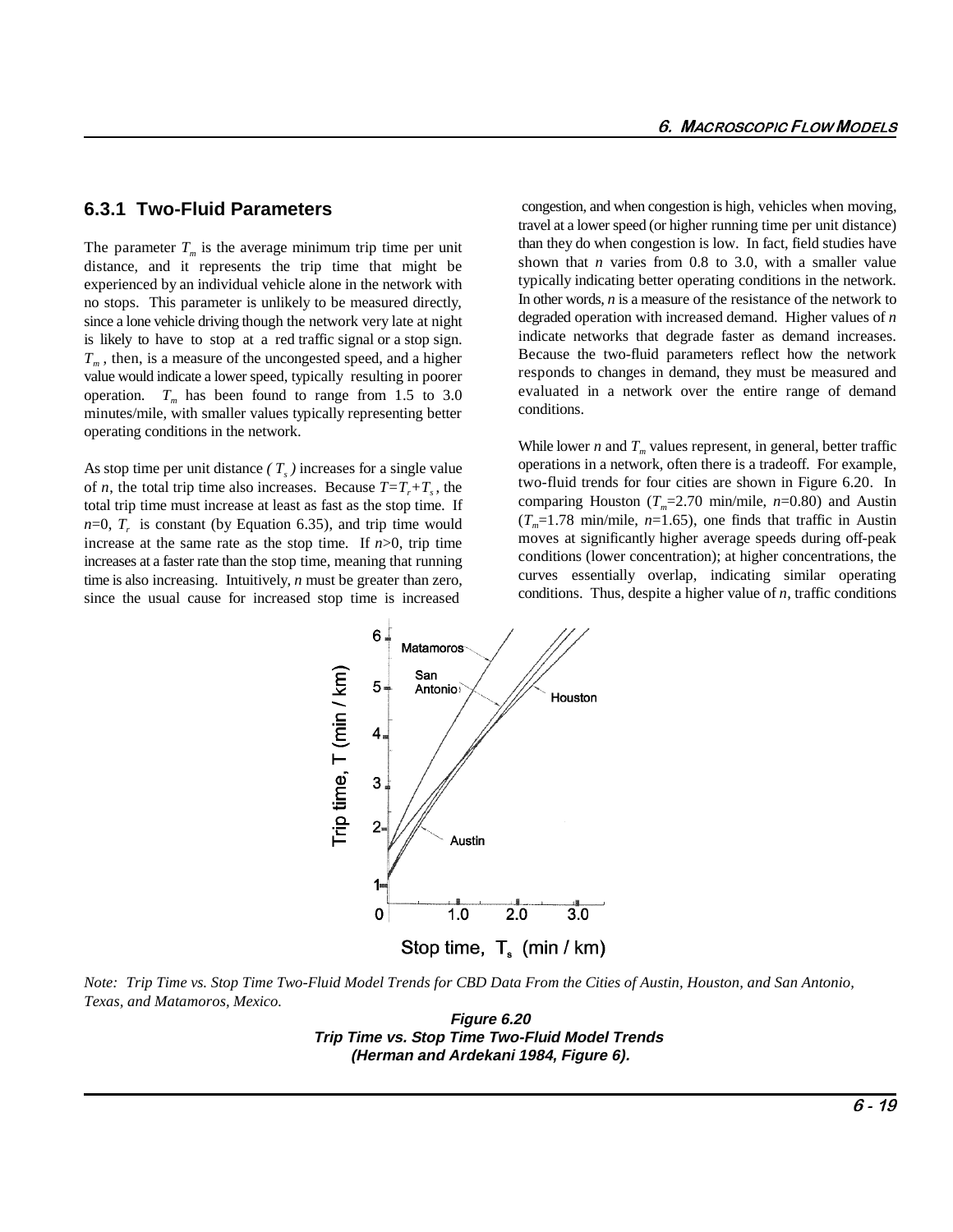### 6.3.1 Two-Fluid Parameters

The parameter $T_m$ is the average minimum trip time per unit distance, and it represents the trip time that might be experienced by an individual vehicle alone in the network with no stops. This parameter is unlikely to be measured directly, since a lone vehicle driving though the network very late at night is likely to have to stop at a red traffic signal or a stop sign. $T_m$, then, is a measure of the uncongested speed, and a higher value would indicate a lower speed, typically resulting in poorer operation. $T_m$ has been found to range from 1.5 to 3.0 minutes/mile, with smaller values typically representing better operating conditions in the network.

As stop time per unit distance ($T_s$) increases for a single value of $n$, the total trip time also increases. Because $T=T_r+T_s$, the total trip time must increase at least as fast as the stop time. If $n$=0, $T_r$ is constant (by Equation 6.35), and trip time would increase at the same rate as the stop time. If $n$>0, trip time increases at a faster rate than the stop time, meaning that running time is also increasing. Intuitively, $n$ must be greater than zero, since the usual cause for increased stop time is increased congestion, and when congestion is high, vehicles when moving, travel at a lower speed (or higher running time per unit distance) than they do when congestion is low. In fact, field studies have shown that $n$ varies from 0.8 to 3.0, with a smaller value typically indicating better operating conditions in the network. In other words, $n$ is a measure of the resistance of the network to degraded operation with increased demand. Higher values of $n$ indicate networks that degrade faster as demand increases. Because the two-fluid parameters reflect how the network responds to changes in demand, they must be measured and evaluated in a network over the entire range of demand conditions.

While lower $n$ and $T_m$ values represent, in general, better traffic operations in a network, often there is a tradeoff. For example, two-fluid trends for four cities are shown in Figure 6.20. In comparing Houston ($T_m$=2.70 min/mile, $n$=0.80) and Austin ($T_m$=1.78 min/mile, $n$=1.65), one finds that traffic in Austin moves at significantly higher average speeds during off-peak conditions (lower concentration); at higher concentrations, the curves essentially overlap, indicating similar operating conditions. Thus, despite a higher value of $n$, traffic conditions

*Note: Trip Time vs. Stop Time Two-Fluid Model Trends for CBD Data From the Cities of Austin, Houston, and San Antonio, Texas, and Matamoros, Mexico.*

**Figure 6.20**
**Trip Time vs. Stop Time Two-Fluid Model Trends**
**(Herman and Ardekani 1984, Figure 6).**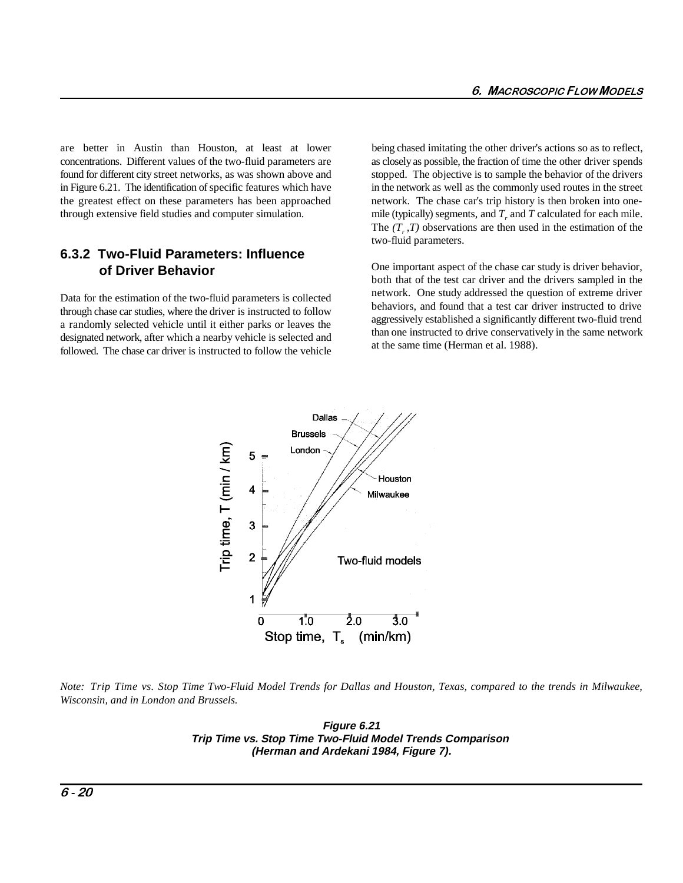are better in Austin than Houston, at least at lower concentrations. Different values of the two-fluid parameters are found for different city street networks, as was shown above and in Figure 6.21. The identification of specific features which have the greatest effect on these parameters has been approached through extensive field studies and computer simulation.

### 6.3.2 Two-Fluid Parameters: Influence of Driver Behavior

Data for the estimation of the two-fluid parameters is collected through chase car studies, where the driver is instructed to follow a randomly selected vehicle until it either parks or leaves the designated network, after which a nearby vehicle is selected and followed. The chase car driver is instructed to follow the vehicle being chased imitating the other driver's actions so as to reflect, as closely as possible, the fraction of time the other driver spends stopped. The objective is to sample the behavior of the drivers in the network as well as the commonly used routes in the street network. The chase car's trip history is then broken into one-mile (typically) segments, and $T_r$ and $T$ calculated for each mile. The $(T_r, T)$ observations are then used in the estimation of the two-fluid parameters.

One important aspect of the chase car study is driver behavior, both that of the test car driver and the drivers sampled in the network. One study addressed the question of extreme driver behaviors, and found that a test car driver instructed to drive aggressively established a significantly different two-fluid trend than one instructed to drive conservatively in the same network at the same time (Herman et al. 1988).

*Note: Trip Time vs. Stop Time Two-Fluid Model Trends for Dallas and Houston, Texas, compared to the trends in Milwaukee, Wisconsin, and in London and Brussels.*

**Figure 6.21**
**Trip Time vs. Stop Time Two-Fluid Model Trends Comparison**
**(Herman and Ardekani 1984, Figure 7).**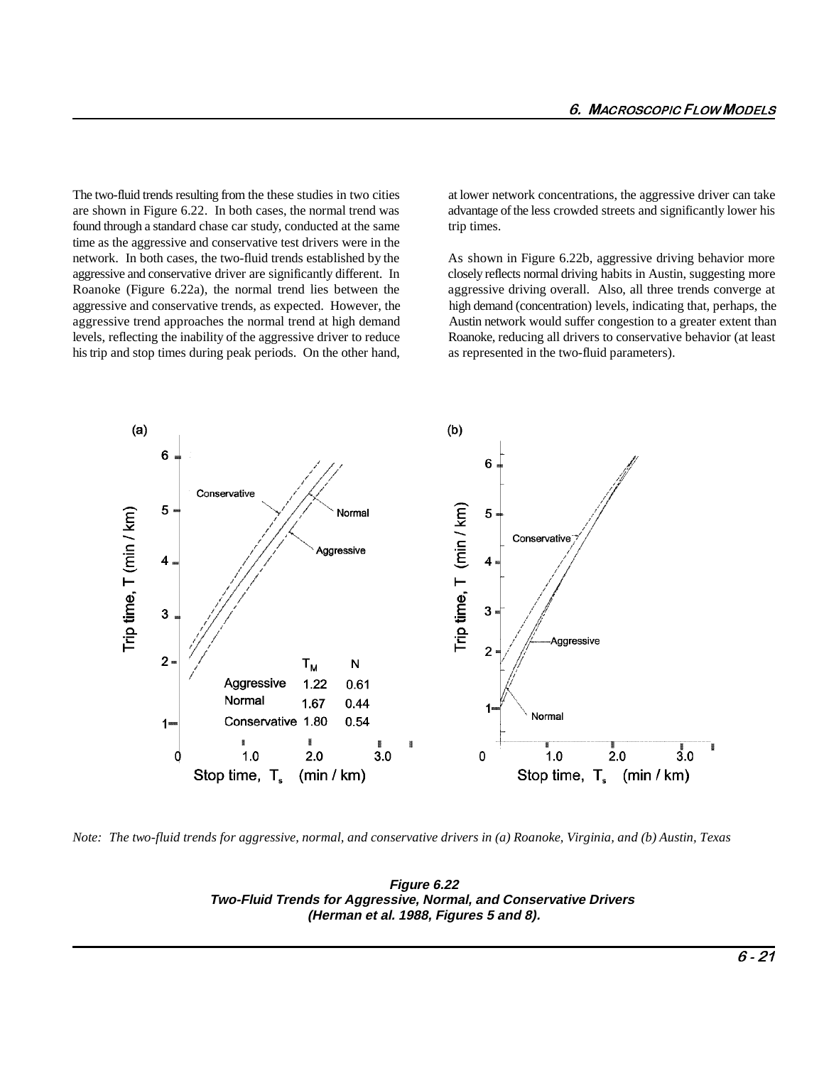The two-fluid trends resulting from the these studies in two cities are shown in Figure 6.22. In both cases, the normal trend was found through a standard chase car study, conducted at the same time as the aggressive and conservative test drivers were in the network. In both cases, the two-fluid trends established by the aggressive and conservative driver are significantly different. In Roanoke (Figure 6.22a), the normal trend lies between the aggressive and conservative trends, as expected. However, the aggressive trend approaches the normal trend at high demand levels, reflecting the inability of the aggressive driver to reduce his trip and stop times during peak periods. On the other hand, at lower network concentrations, the aggressive driver can take advantage of the less crowded streets and significantly lower his trip times.

As shown in Figure 6.22b, aggressive driving behavior more closely reflects normal driving habits in Austin, suggesting more aggressive driving overall. Also, all three trends converge at high demand (concentration) levels, indicating that, perhaps, the Austin network would suffer congestion to a greater extent than Roanoke, reducing all drivers to conservative behavior (at least as represented in the two-fluid parameters).

| | $T_M$ | N |
|---|---|---|
| Aggressive | 1.22 | 0.61 |
| Normal | 1.67 | 0.44 |
| Conservative | 1.80 | 0.54 |

*Note: The two-fluid trends for aggressive, normal, and conservative drivers in (a) Roanoke, Virginia, and (b) Austin, Texas*

**Figure 6.22**
**Two-Fluid Trends for Aggressive, Normal, and Conservative Drivers (Herman et al. 1988, Figures 5 and 8).**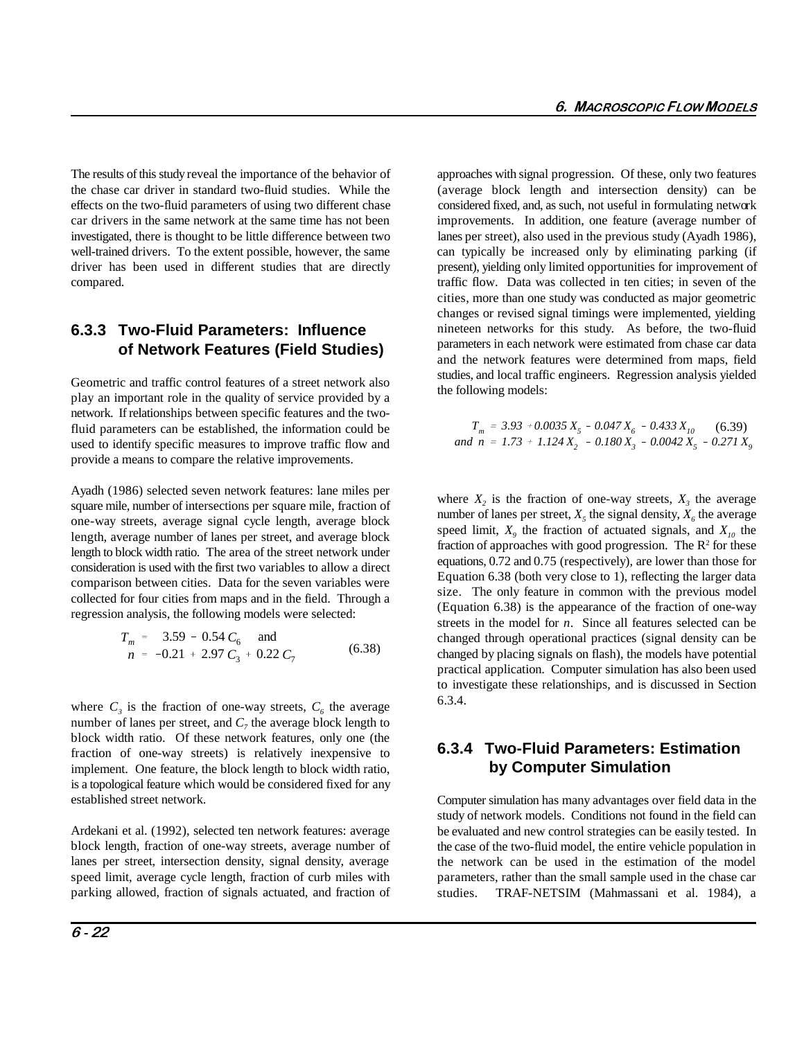The results of this study reveal the importance of the behavior of the chase car driver in standard two-fluid studies. While the effects on the two-fluid parameters of using two different chase car drivers in the same network at the same time has not been investigated, there is thought to be little difference between two well-trained drivers. To the extent possible, however, the same driver has been used in different studies that are directly compared.

### 6.3.3 Two-Fluid Parameters: Influence of Network Features (Field Studies)

Geometric and traffic control features of a street network also play an important role in the quality of service provided by a network. If relationships between specific features and the two-fluid parameters can be established, the information could be used to identify specific measures to improve traffic flow and provide a means to compare the relative improvements.

Ayadh (1986) selected seven network features: lane miles per square mile, number of intersections per square mile, fraction of one-way streets, average signal cycle length, average block length, average number of lanes per street, and average block length to block width ratio. The area of the street network under consideration is used with the first two variables to allow a direct comparison between cities. Data for the seven variables were collected for four cities from maps and in the field. Through a regression analysis, the following models were selected:

$$T_m = 3.59 - 0.54\,C_6 \quad \text{and} \qquad \qquad (6.38)$$
$$n = -0.21 + 2.97\,C_3 + 0.22\,C_7$$

where $C_3$ is the fraction of one-way streets, $C_6$ the average number of lanes per street, and $C_7$ the average block length to block width ratio. Of these network features, only one (the fraction of one-way streets) is relatively inexpensive to implement. One feature, the block length to block width ratio, is a topological feature which would be considered fixed for any established street network.

Ardekani et al. (1992), selected ten network features: average block length, fraction of one-way streets, average number of lanes per street, intersection density, signal density, average speed limit, average cycle length, fraction of curb miles with parking allowed, fraction of signals actuated, and fraction of approaches with signal progression. Of these, only two features (average block length and intersection density) can be considered fixed, and, as such, not useful in formulating network improvements. In addition, one feature (average number of lanes per street), also used in the previous study (Ayadh 1986), can typically be increased only by eliminating parking (if present), yielding only limited opportunities for improvement of traffic flow. Data was collected in ten cities; in seven of the cities, more than one study was conducted as major geometric changes or revised signal timings were implemented, yielding nineteen networks for this study. As before, the two-fluid parameters in each network were estimated from chase car data and the network features were determined from maps, field studies, and local traffic engineers. Regression analysis yielded the following models:

$$T_m = 3.93 + 0.0035\,X_5 - 0.047\,X_6 - 0.433\,X_{10} \qquad (6.39)$$
$$\text{and } n = 1.73 + 1.124\,X_2 - 0.180\,X_3 - 0.0042\,X_5 - 0.271\,X_9$$

where $X_2$ is the fraction of one-way streets, $X_3$ the average number of lanes per street, $X_5$ the signal density, $X_6$ the average speed limit, $X_9$ the fraction of actuated signals, and $X_{10}$ the fraction of approaches with good progression. The $R^2$ for these equations, 0.72 and 0.75 (respectively), are lower than those for Equation 6.38 (both very close to 1), reflecting the larger data size. The only feature in common with the previous model (Equation 6.38) is the appearance of the fraction of one-way streets in the model for $n$. Since all features selected can be changed through operational practices (signal density can be changed by placing signals on flash), the models have potential practical application. Computer simulation has also been used to investigate these relationships, and is discussed in Section 6.3.4.

### 6.3.4 Two-Fluid Parameters: Estimation by Computer Simulation

Computer simulation has many advantages over field data in the study of network models. Conditions not found in the field can be evaluated and new control strategies can be easily tested. In the case of the two-fluid model, the entire vehicle population in the network can be used in the estimation of the model parameters, rather than the small sample used in the chase car studies. TRAF-NETSIM (Mahmassani et al. 1984), a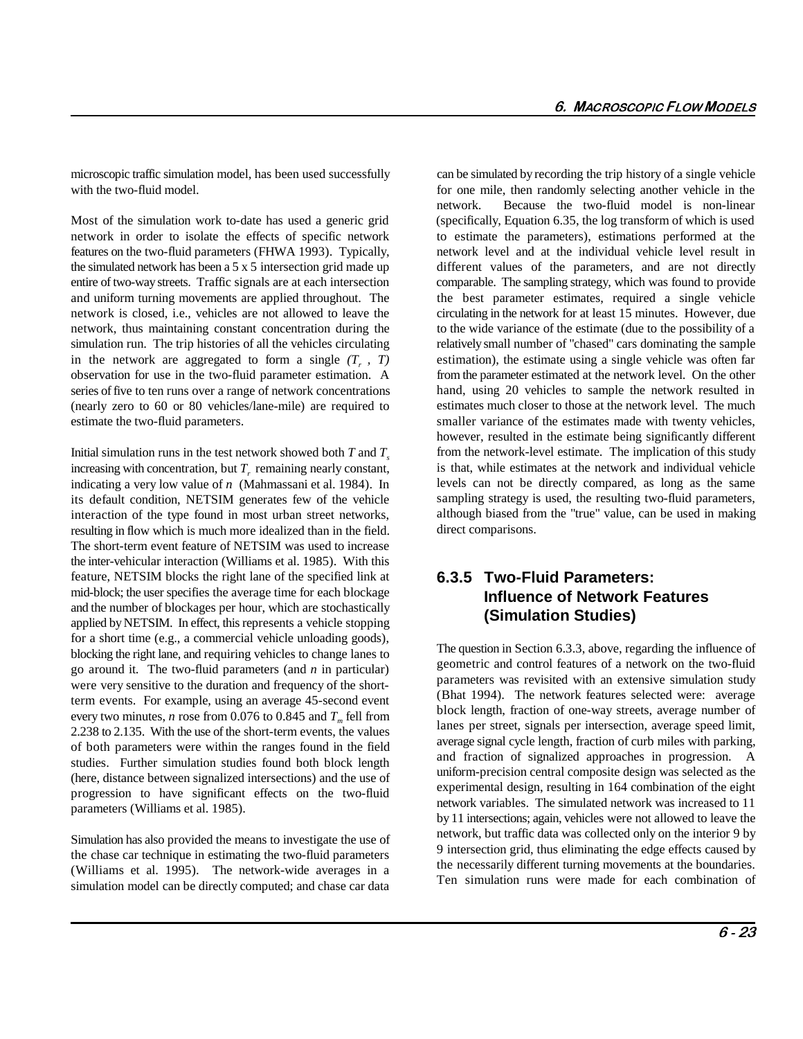microscopic traffic simulation model, has been used successfully with the two-fluid model.

Most of the simulation work to-date has used a generic grid network in order to isolate the effects of specific network features on the two-fluid parameters (FHWA 1993). Typically, the simulated network has been a 5 x 5 intersection grid made up entire of two-way streets. Traffic signals are at each intersection and uniform turning movements are applied throughout. The network is closed, i.e., vehicles are not allowed to leave the network, thus maintaining constant concentration during the simulation run. The trip histories of all the vehicles circulating in the network are aggregated to form a single $(T_r, T)$ observation for use in the two-fluid parameter estimation. A series of five to ten runs over a range of network concentrations (nearly zero to 60 or 80 vehicles/lane-mile) are required to estimate the two-fluid parameters.

Initial simulation runs in the test network showed both $T$ and $T_s$ increasing with concentration, but $T_r$ remaining nearly constant, indicating a very low value of $n$ (Mahmassani et al. 1984). In its default condition, NETSIM generates few of the vehicle interaction of the type found in most urban street networks, resulting in flow which is much more idealized than in the field. The short-term event feature of NETSIM was used to increase the inter-vehicular interaction (Williams et al. 1985). With this feature, NETSIM blocks the right lane of the specified link at mid-block; the user specifies the average time for each blockage and the number of blockages per hour, which are stochastically applied by NETSIM. In effect, this represents a vehicle stopping for a short time (e.g., a commercial vehicle unloading goods), blocking the right lane, and requiring vehicles to change lanes to go around it. The two-fluid parameters (and $n$ in particular) were very sensitive to the duration and frequency of the short-term events. For example, using an average 45-second event every two minutes, $n$ rose from 0.076 to 0.845 and $T_m$ fell from 2.238 to 2.135. With the use of the short-term events, the values of both parameters were within the ranges found in the field studies. Further simulation studies found both block length (here, distance between signalized intersections) and the use of progression to have significant effects on the two-fluid parameters (Williams et al. 1985).

Simulation has also provided the means to investigate the use of the chase car technique in estimating the two-fluid parameters (Williams et al. 1995). The network-wide averages in a simulation model can be directly computed; and chase car data can be simulated by recording the trip history of a single vehicle for one mile, then randomly selecting another vehicle in the network. Because the two-fluid model is non-linear (specifically, Equation 6.35, the log transform of which is used to estimate the parameters), estimations performed at the network level and at the individual vehicle level result in different values of the parameters, and are not directly comparable. The sampling strategy, which was found to provide the best parameter estimates, required a single vehicle circulating in the network for at least 15 minutes. However, due to the wide variance of the estimate (due to the possibility of a relatively small number of "chased" cars dominating the sample estimation), the estimate using a single vehicle was often far from the parameter estimated at the network level. On the other hand, using 20 vehicles to sample the network resulted in estimates much closer to those at the network level. The much smaller variance of the estimates made with twenty vehicles, however, resulted in the estimate being significantly different from the network-level estimate. The implication of this study is that, while estimates at the network and individual vehicle levels can not be directly compared, as long as the same sampling strategy is used, the resulting two-fluid parameters, although biased from the "true" value, can be used in making direct comparisons.

### 6.3.5 Two-Fluid Parameters: Influence of Network Features (Simulation Studies)

The question in Section 6.3.3, above, regarding the influence of geometric and control features of a network on the two-fluid parameters was revisited with an extensive simulation study (Bhat 1994). The network features selected were: average block length, fraction of one-way streets, average number of lanes per street, signals per intersection, average speed limit, average signal cycle length, fraction of curb miles with parking, and fraction of signalized approaches in progression. A uniform-precision central composite design was selected as the experimental design, resulting in 164 combination of the eight network variables. The simulated network was increased to 11 by 11 intersections; again, vehicles were not allowed to leave the network, but traffic data was collected only on the interior 9 by 9 intersection grid, thus eliminating the edge effects caused by the necessarily different turning movements at the boundaries. Ten simulation runs were made for each combination of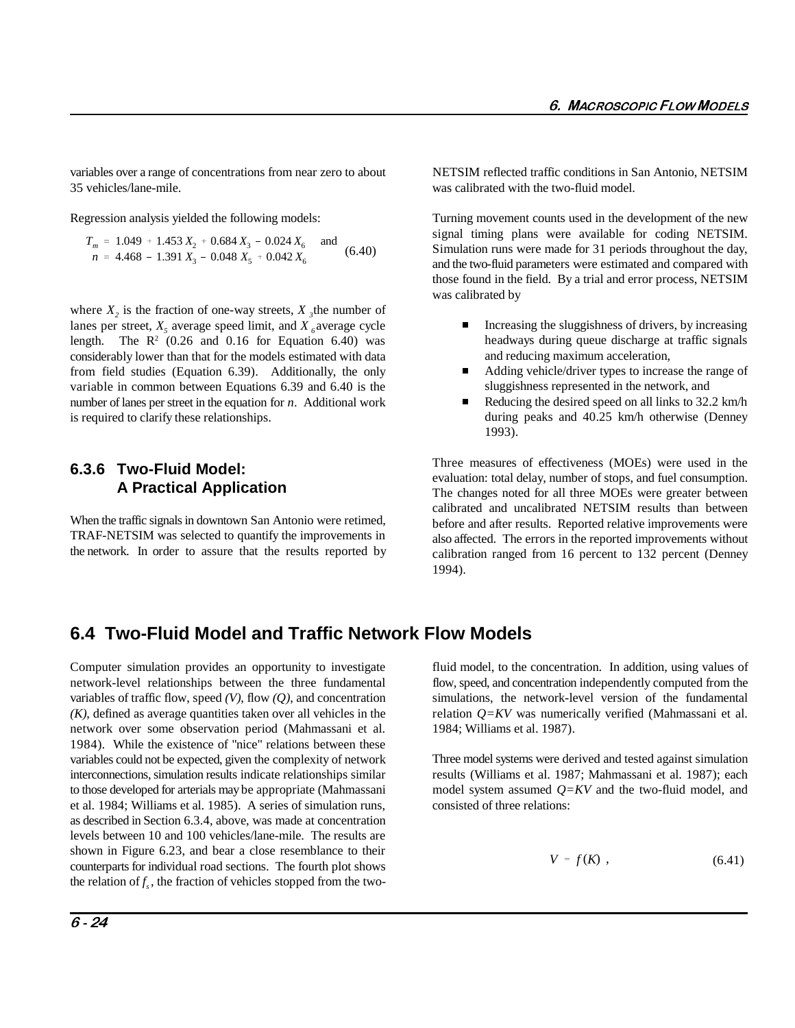variables over a range of concentrations from near zero to about 35 vehicles/lane-mile.

Regression analysis yielded the following models:

$$T_m = 1.049 + 1.453\,X_2 + 0.684\,X_3 - 0.024\,X_6 \quad \text{and} \qquad n = 4.468 - 1.391\,X_3 - 0.048\,X_5 + 0.042\,X_6 \tag{6.40}$$

where $X_2$ is the fraction of one-way streets, $X_3$ the number of lanes per street, $X_5$ average speed limit, and $X_6$ average cycle length. The $R^2$ (0.26 and 0.16 for Equation 6.40) was considerably lower than that for the models estimated with data from field studies (Equation 6.39). Additionally, the only variable in common between Equations 6.39 and 6.40 is the number of lanes per street in the equation for *n*. Additional work is required to clarify these relationships.

### 6.3.6 Two-Fluid Model: A Practical Application

When the traffic signals in downtown San Antonio were retimed, TRAF-NETSIM was selected to quantify the improvements in the network. In order to assure that the results reported by NETSIM reflected traffic conditions in San Antonio, NETSIM was calibrated with the two-fluid model.

Turning movement counts used in the development of the new signal timing plans were available for coding NETSIM. Simulation runs were made for 31 periods throughout the day, and the two-fluid parameters were estimated and compared with those found in the field. By a trial and error process, NETSIM was calibrated by

- Increasing the sluggishness of drivers, by increasing headways during queue discharge at traffic signals and reducing maximum acceleration,
- Adding vehicle/driver types to increase the range of sluggishness represented in the network, and
- Reducing the desired speed on all links to 32.2 km/h during peaks and 40.25 km/h otherwise (Denney 1993).

Three measures of effectiveness (MOEs) were used in the evaluation: total delay, number of stops, and fuel consumption. The changes noted for all three MOEs were greater between calibrated and uncalibrated NETSIM results than between before and after results. Reported relative improvements were also affected. The errors in the reported improvements without calibration ranged from 16 percent to 132 percent (Denney 1994).

## 6.4 Two-Fluid Model and Traffic Network Flow Models

Computer simulation provides an opportunity to investigate network-level relationships between the three fundamental variables of traffic flow, speed *(V)*, flow *(Q)*, and concentration *(K)*, defined as average quantities taken over all vehicles in the network over some observation period (Mahmassani et al. 1984). While the existence of "nice" relations between these variables could not be expected, given the complexity of network interconnections, simulation results indicate relationships similar to those developed for arterials may be appropriate (Mahmassani et al. 1984; Williams et al. 1985). A series of simulation runs, as described in Section 6.3.4, above, was made at concentration levels between 10 and 100 vehicles/lane-mile. The results are shown in Figure 6.23, and bear a close resemblance to their counterparts for individual road sections. The fourth plot shows the relation of $f_s$, the fraction of vehicles stopped from the two-fluid model, to the concentration. In addition, using values of flow, speed, and concentration independently computed from the simulations, the network-level version of the fundamental relation $Q=KV$ was numerically verified (Mahmassani et al. 1984; Williams et al. 1987).

Three model systems were derived and tested against simulation results (Williams et al. 1987; Mahmassani et al. 1987); each model system assumed $Q=KV$ and the two-fluid model, and consisted of three relations:

$$V = f(K)\ , \tag{6.41}$$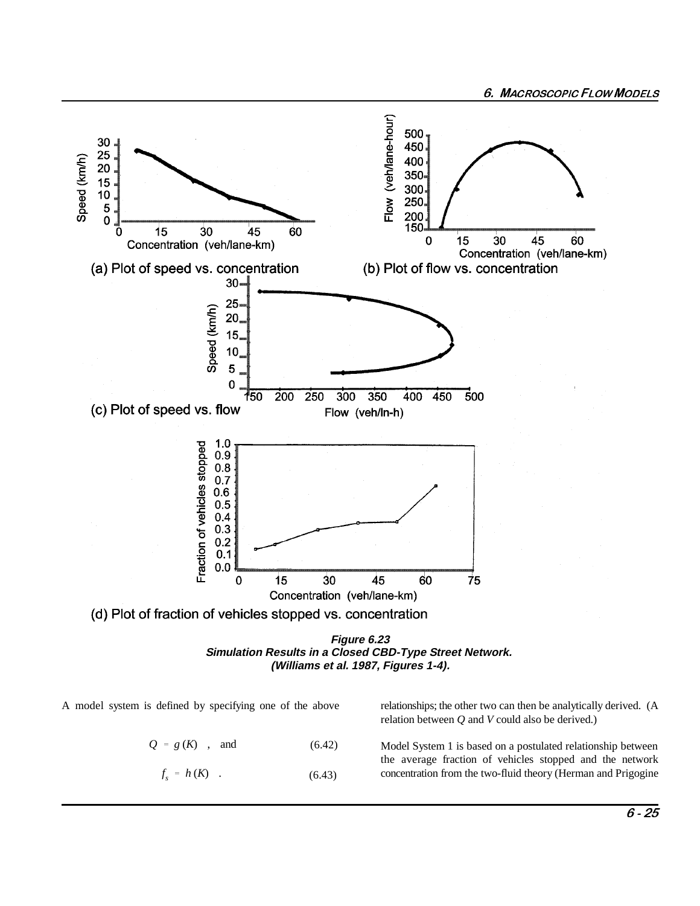(a) Plot of speed vs. concentration

(b) Plot of flow vs. concentration

(c) Plot of speed vs. flow

(d) Plot of fraction of vehicles stopped vs. concentration

***Figure 6.23***
***Simulation Results in a Closed CBD-Type Street Network.***
***(Williams et al. 1987, Figures 1-4).***

A model system is defined by specifying one of the above

$$Q = g(K) \quad , \quad \text{and} \tag{6.42}$$

$$f_s = h(K) \quad . \tag{6.43}$$

relationships; the other two can then be analytically derived. (A relation between $Q$ and $V$ could also be derived.)

Model System 1 is based on a postulated relationship between the average fraction of vehicles stopped and the network concentration from the two-fluid theory (Herman and Prigogine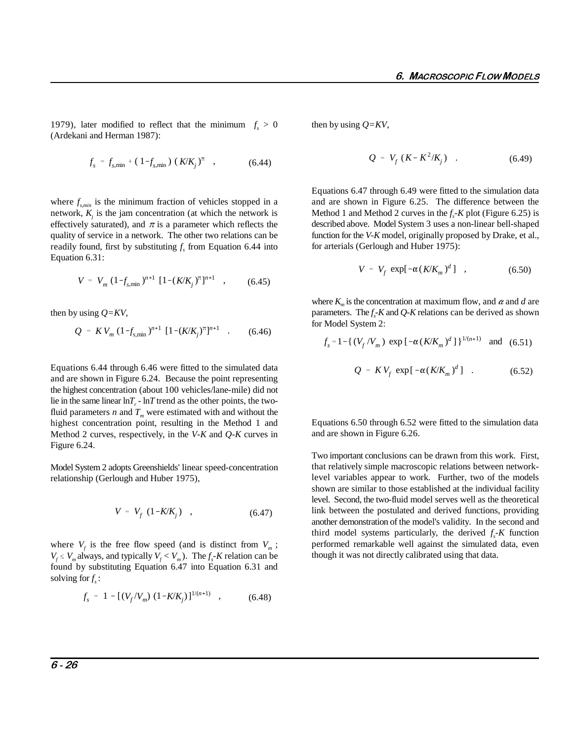1979), later modified to reflect that the minimum $f_s > 0$ (Ardekani and Herman 1987):

$$f_s = f_{s,\min} + (1 - f_{s,\min})\,(K/K_j)^{\pi} \quad , \tag{6.44}$$

where $f_{s,min}$ is the minimum fraction of vehicles stopped in a network, $K_j$ is the jam concentration (at which the network is effectively saturated), and $\pi$ is a parameter which reflects the quality of service in a network. The other two relations can be readily found, first by substituting $f_s$ from Equation 6.44 into Equation 6.31:

$$V = V_m\,(1 - f_{s,\min})^{n+1}\,[1 - (K/K_j)^{\pi}]^{n+1} \quad , \tag{6.45}$$

then by using $Q=KV$,

$$Q = K\,V_m\,(1 - f_{s,\min})^{n+1}\,[1 - (K/K_j)^{\pi}]^{n+1} \quad . \tag{6.46}$$

Equations 6.44 through 6.46 were fitted to the simulated data and are shown in Figure 6.24. Because the point representing the highest concentration (about 100 vehicles/lane-mile) did not lie in the same linear $\ln T_r$ - $\ln T$ trend as the other points, the two-fluid parameters $n$ and $T_m$ were estimated with and without the highest concentration point, resulting in the Method 1 and Method 2 curves, respectively, in the *V-K* and *Q-K* curves in Figure 6.24.

Model System 2 adopts Greenshields' linear speed-concentration relationship (Gerlough and Huber 1975),

$$V = V_f\,(1 - K/K_j) \quad , \tag{6.47}$$

where $V_f$ is the free flow speed (and is distinct from $V_m$; $V_f \leq V_m$ always, and typically $V_f < V_m$). The $f_s$-$K$ relation can be found by substituting Equation 6.47 into Equation 6.31 and solving for $f_s$:

$$f_s = 1 - [(V_f/V_m)\,(1 - K/K_j)]^{1/(n+1)} \quad , \tag{6.48}$$

then by using $Q=KV$,

$$Q = V_f\,(K - K^2/K_j) \quad . \tag{6.49}$$

Equations 6.47 through 6.49 were fitted to the simulation data and are shown in Figure 6.25. The difference between the Method 1 and Method 2 curves in the $f_s$-$K$ plot (Figure 6.25) is described above. Model System 3 uses a non-linear bell-shaped function for the *V-K* model, originally proposed by Drake, et al., for arterials (Gerlough and Huber 1975):

$$V = V_f\,\exp[-\alpha\,(K/K_m)^d] \quad , \tag{6.50}$$

where $K_m$ is the concentration at maximum flow, and $\alpha$ and $d$ are parameters. The $f_s$-$K$ and $Q$-$K$ relations can be derived as shown for Model System 2:

$$f_s = 1 - \{(V_f/V_m)\,\exp[-\alpha\,(K/K_m)^d]\}^{1/(n+1)} \quad \text{and} \tag{6.51}$$

$$Q = K\,V_f\,\exp[-\alpha\,(K/K_m)^d] \quad . \tag{6.52}$$

Equations 6.50 through 6.52 were fitted to the simulation data and are shown in Figure 6.26.

Two important conclusions can be drawn from this work. First, that relatively simple macroscopic relations between network-level variables appear to work. Further, two of the models shown are similar to those established at the individual facility level. Second, the two-fluid model serves well as the theoretical link between the postulated and derived functions, providing another demonstration of the model's validity. In the second and third model systems particularly, the derived $f_s$-$K$ function performed remarkable well against the simulated data, even though it was not directly calibrated using that data.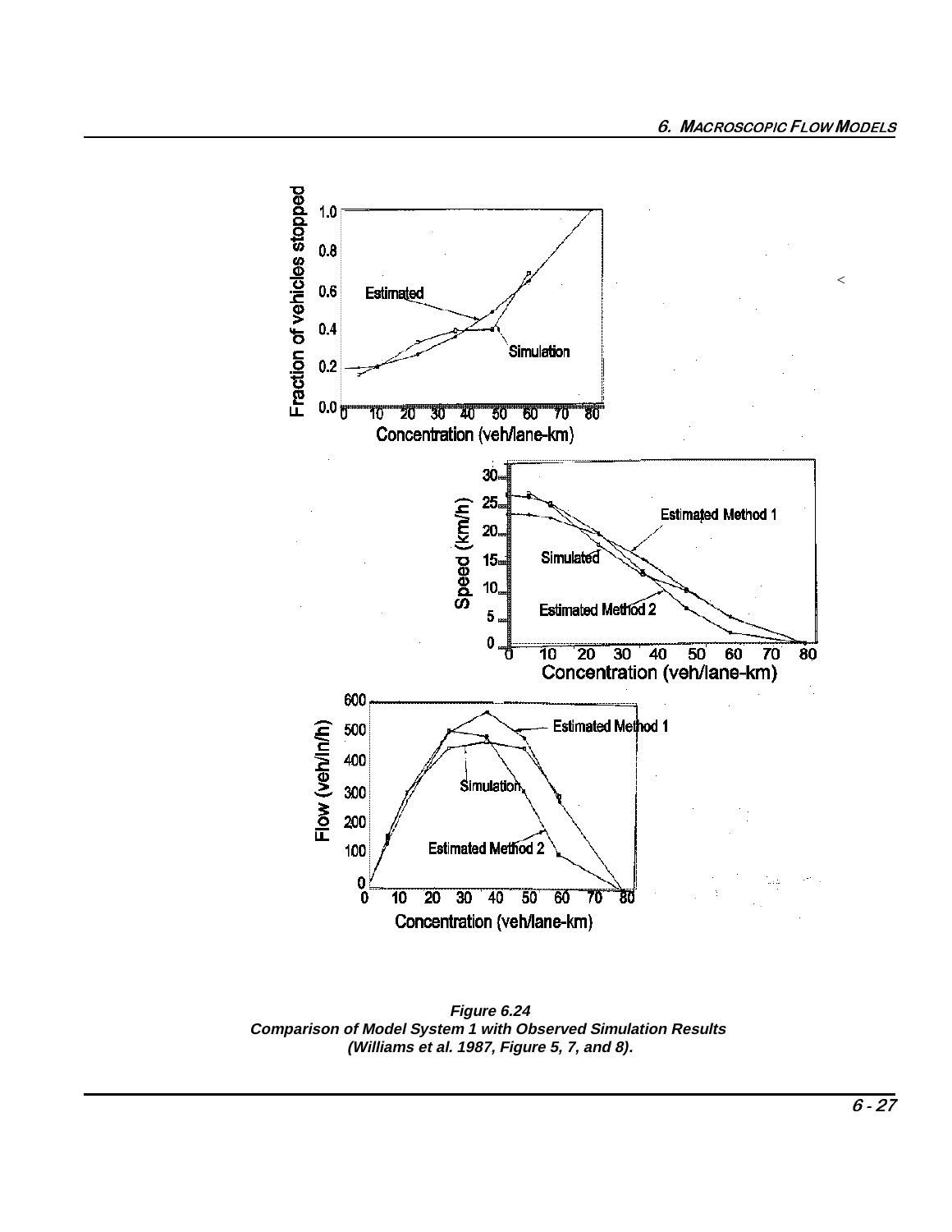**Figure 6.24**
**Comparison of Model System 1 with Observed Simulation Results (Williams et al. 1987, Figure 5, 7, and 8).**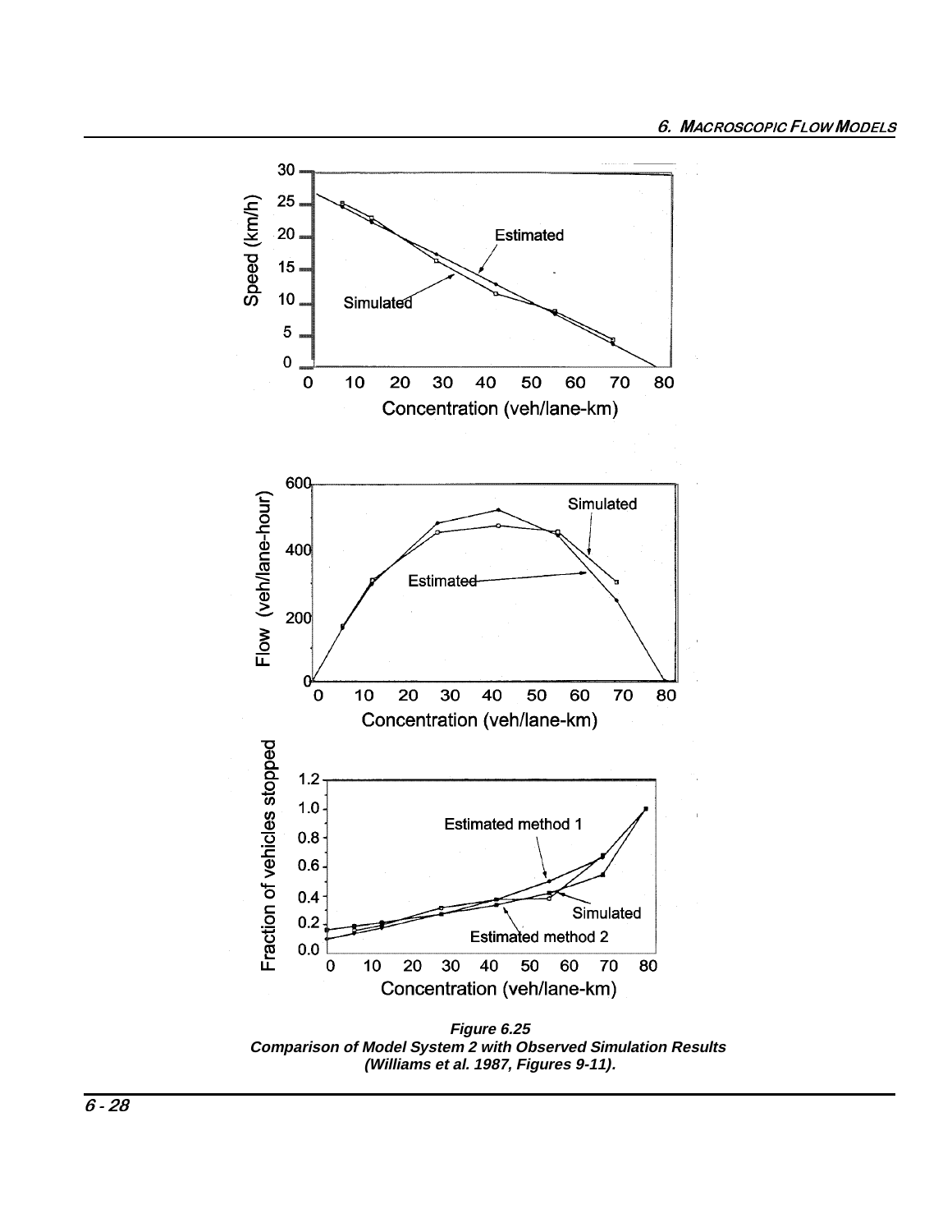**Figure 6.25**
**Comparison of Model System 2 with Observed Simulation Results (Williams et al. 1987, Figures 9-11).**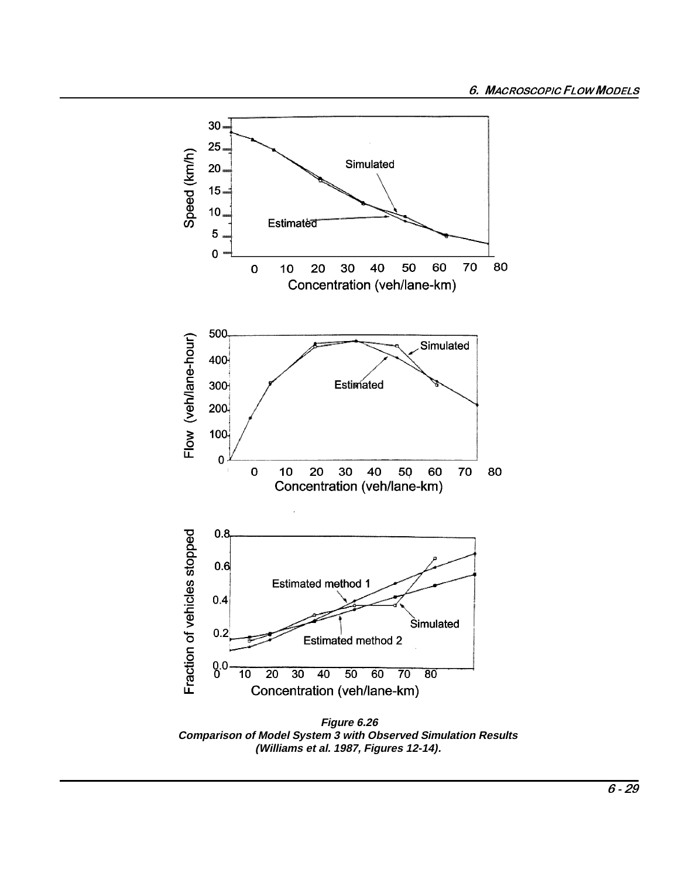**Figure 6.26**
**Comparison of Model System 3 with Observed Simulation Results (Williams et al. 1987, Figures 12-14).**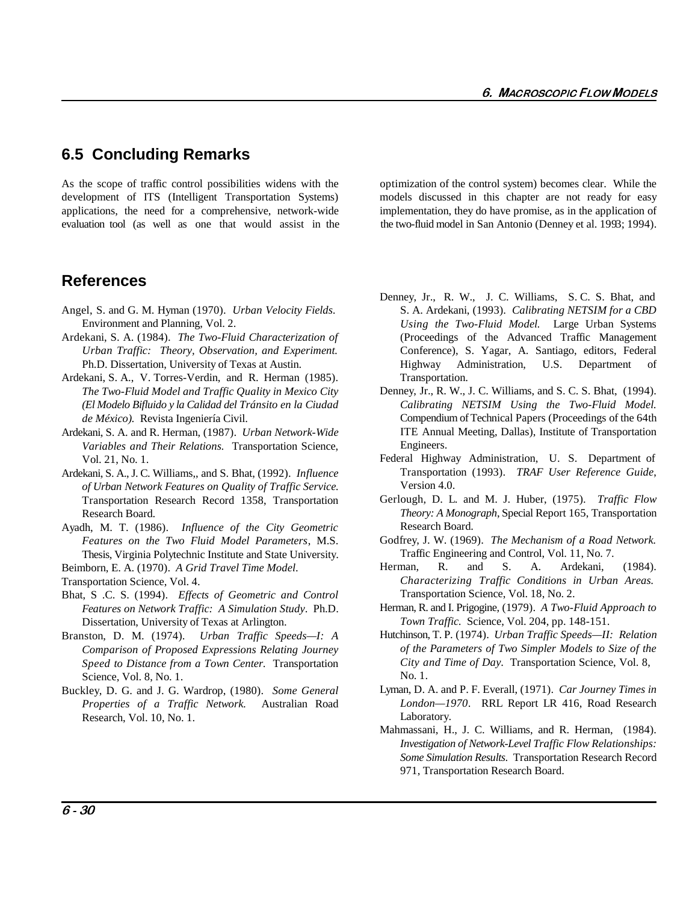## 6.5 Concluding Remarks

As the scope of traffic control possibilities widens with the development of ITS (Intelligent Transportation Systems) applications, the need for a comprehensive, network-wide evaluation tool (as well as one that would assist in the optimization of the control system) becomes clear. While the models discussed in this chapter are not ready for easy implementation, they do have promise, as in the application of the two-fluid model in San Antonio (Denney et al. 1993; 1994).

## References

Angel, S. and G. M. Hyman (1970). *Urban Velocity Fields.* Environment and Planning, Vol. 2.

Ardekani, S. A. (1984). *The Two-Fluid Characterization of Urban Traffic: Theory, Observation, and Experiment.* Ph.D. Dissertation, University of Texas at Austin.

Ardekani, S. A., V. Torres-Verdin, and R. Herman (1985). *The Two-Fluid Model and Traffic Quality in Mexico City (El Modelo Bifluido y la Calidad del Tránsito en la Ciudad de México).* Revista Ingeniería Civil.

Ardekani, S. A. and R. Herman, (1987). *Urban Network-Wide Variables and Their Relations.* Transportation Science, Vol. 21, No. 1.

Ardekani, S. A., J. C. Williams,, and S. Bhat, (1992). *Influence of Urban Network Features on Quality of Traffic Service.* Transportation Research Record 1358, Transportation Research Board.

Ayadh, M. T. (1986). *Influence of the City Geometric Features on the Two Fluid Model Parameters*, M.S. Thesis, Virginia Polytechnic Institute and State University.

Beimborn, E. A. (1970). *A Grid Travel Time Model.* Transportation Science, Vol. 4.

Bhat, S .C. S. (1994). *Effects of Geometric and Control Features on Network Traffic: A Simulation Study*. Ph.D. Dissertation, University of Texas at Arlington.

Branston, D. M. (1974). *Urban Traffic Speeds—I: A Comparison of Proposed Expressions Relating Journey Speed to Distance from a Town Center.* Transportation Science, Vol. 8, No. 1.

Buckley, D. G. and J. G. Wardrop, (1980). *Some General Properties of a Traffic Network.* Australian Road Research, Vol. 10, No. 1.

Denney, Jr., R. W., J. C. Williams, S. C. S. Bhat, and S. A. Ardekani, (1993). *Calibrating NETSIM for a CBD Using the Two-Fluid Model.* Large Urban Systems (Proceedings of the Advanced Traffic Management Conference), S. Yagar, A. Santiago, editors, Federal Highway Administration, U.S. Department of Transportation.

Denney, Jr., R. W., J. C. Williams, and S. C. S. Bhat, (1994). *Calibrating NETSIM Using the Two-Fluid Model.* Compendium of Technical Papers (Proceedings of the 64th ITE Annual Meeting, Dallas), Institute of Transportation Engineers.

Federal Highway Administration, U. S. Department of Transportation (1993). *TRAF User Reference Guide*, Version 4.0.

Gerlough, D. L. and M. J. Huber, (1975). *Traffic Flow Theory: A Monograph*, Special Report 165, Transportation Research Board.

Godfrey, J. W. (1969). *The Mechanism of a Road Network.* Traffic Engineering and Control, Vol. 11, No. 7.

Herman, R. and S. A. Ardekani, (1984). *Characterizing Traffic Conditions in Urban Areas.* Transportation Science, Vol. 18, No. 2.

Herman, R. and I. Prigogine, (1979). *A Two-Fluid Approach to Town Traffic.* Science, Vol. 204, pp. 148-151.

Hutchinson, T. P. (1974). *Urban Traffic Speeds—II: Relation of the Parameters of Two Simpler Models to Size of the City and Time of Day*. Transportation Science, Vol. 8, No. 1.

Lyman, D. A. and P. F. Everall, (1971). *Car Journey Times in London—1970*. RRL Report LR 416, Road Research Laboratory.

Mahmassani, H., J. C. Williams, and R. Herman, (1984). *Investigation of Network-Level Traffic Flow Relationships: Some Simulation Results.* Transportation Research Record 971, Transportation Research Board.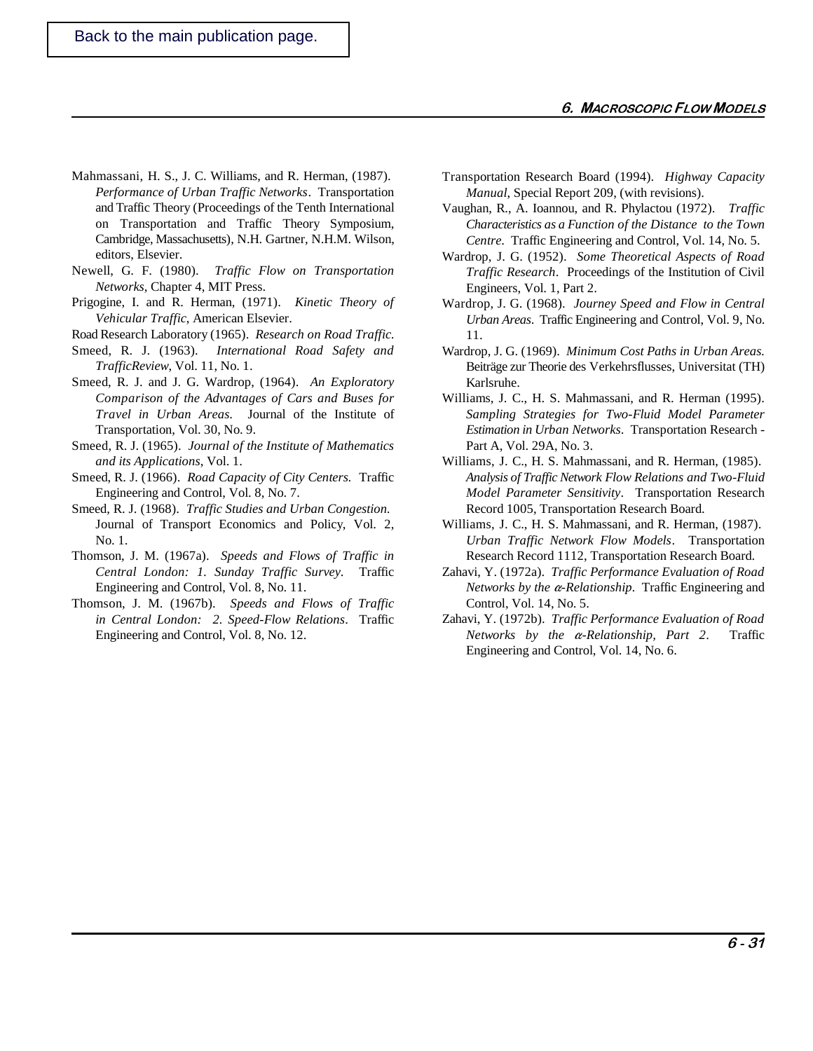Back to the main publication page.

Mahmassani, H. S., J. C. Williams, and R. Herman, (1987). *Performance of Urban Traffic Networks*. Transportation and Traffic Theory (Proceedings of the Tenth International on Transportation and Traffic Theory Symposium, Cambridge, Massachusetts), N.H. Gartner, N.H.M. Wilson, editors, Elsevier.

Newell, G. F. (1980). *Traffic Flow on Transportation Networks*, Chapter 4, MIT Press.

Prigogine, I. and R. Herman, (1971). *Kinetic Theory of Vehicular Traffic*, American Elsevier.

Road Research Laboratory (1965). *Research on Road Traffic.*

Smeed, R. J. (1963). *International Road Safety and TrafficReview*, Vol. 11, No. 1.

Smeed, R. J. and J. G. Wardrop, (1964). *An Exploratory Comparison of the Advantages of Cars and Buses for Travel in Urban Areas.* Journal of the Institute of Transportation, Vol. 30, No. 9.

Smeed, R. J. (1965). *Journal of the Institute of Mathematics and its Applications*, Vol. 1.

Smeed, R. J. (1966). *Road Capacity of City Centers.* Traffic Engineering and Control, Vol. 8, No. 7.

Smeed, R. J. (1968). *Traffic Studies and Urban Congestion.* Journal of Transport Economics and Policy, Vol. 2, No. 1.

Thomson, J. M. (1967a). *Speeds and Flows of Traffic in Central London: 1. Sunday Traffic Survey.* Traffic Engineering and Control, Vol. 8, No. 11.

Thomson, J. M. (1967b). *Speeds and Flows of Traffic in Central London: 2. Speed-Flow Relations*. Traffic Engineering and Control, Vol. 8, No. 12.

Transportation Research Board (1994). *Highway Capacity Manual*, Special Report 209, (with revisions).

Vaughan, R., A. Ioannou, and R. Phylactou (1972). *Traffic Characteristics as a Function of the Distance to the Town Centre.* Traffic Engineering and Control, Vol. 14, No. 5.

Wardrop, J. G. (1952). *Some Theoretical Aspects of Road Traffic Research*. Proceedings of the Institution of Civil Engineers, Vol. 1, Part 2.

Wardrop, J. G. (1968). *Journey Speed and Flow in Central Urban Areas.* Traffic Engineering and Control, Vol. 9, No. 11.

Wardrop, J. G. (1969). *Minimum Cost Paths in Urban Areas.* Beiträge zur Theorie des Verkehrsflusses, Universitat (TH) Karlsruhe.

Williams, J. C., H. S. Mahmassani, and R. Herman (1995). *Sampling Strategies for Two-Fluid Model Parameter Estimation in Urban Networks*. Transportation Research - Part A, Vol. 29A, No. 3.

Williams, J. C., H. S. Mahmassani, and R. Herman, (1985). *Analysis of Traffic Network Flow Relations and Two-Fluid Model Parameter Sensitivity*. Transportation Research Record 1005, Transportation Research Board.

Williams, J. C., H. S. Mahmassani, and R. Herman, (1987). *Urban Traffic Network Flow Models*. Transportation Research Record 1112, Transportation Research Board.

Zahavi, Y. (1972a). *Traffic Performance Evaluation of Road Networks by the α-Relationship.* Traffic Engineering and Control, Vol. 14, No. 5.

Zahavi, Y. (1972b). *Traffic Performance Evaluation of Road Networks by the α-Relationship, Part 2*. Traffic Engineering and Control, Vol. 14, No. 6.